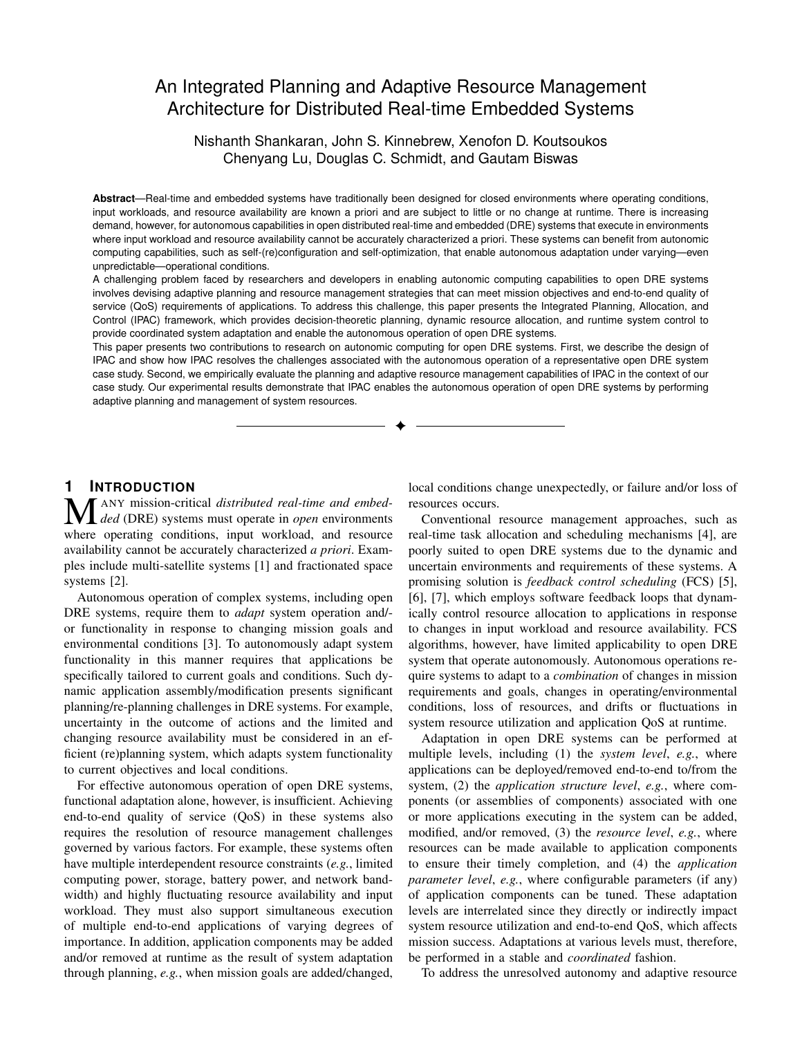# An Integrated Planning and Adaptive Resource Management Architecture for Distributed Real-time Embedded Systems

Nishanth Shankaran, John S. Kinnebrew, Xenofon D. Koutsoukos
Chenyang Lu, Douglas C. Schmidt, and Gautam Biswas

**Abstract**—Real-time and embedded systems have traditionally been designed for closed environments where operating conditions, input workloads, and resource availability are known a priori and are subject to little or no change at runtime. There is increasing demand, however, for autonomous capabilities in open distributed real-time and embedded (DRE) systems that execute in environments where input workload and resource availability cannot be accurately characterized a priori. These systems can benefit from autonomic computing capabilities, such as self-(re)configuration and self-optimization, that enable autonomous adaptation under varying—even unpredictable—operational conditions.

A challenging problem faced by researchers and developers in enabling autonomic computing capabilities to open DRE systems involves devising adaptive planning and resource management strategies that can meet mission objectives and end-to-end quality of service (QoS) requirements of applications. To address this challenge, this paper presents the Integrated Planning, Allocation, and Control (IPAC) framework, which provides decision-theoretic planning, dynamic resource allocation, and runtime system control to provide coordinated system adaptation and enable the autonomous operation of open DRE systems.

This paper presents two contributions to research on autonomic computing for open DRE systems. First, we describe the design of IPAC and show how IPAC resolves the challenges associated with the autonomous operation of a representative open DRE system case study. Second, we empirically evaluate the planning and adaptive resource management capabilities of IPAC in the context of our case study. Our experimental results demonstrate that IPAC enables the autonomous operation of open DRE systems by performing adaptive planning and management of system resources.

## 1 Introduction

Many mission-critical *distributed real-time and embedded* (DRE) systems must operate in *open* environments where operating conditions, input workload, and resource availability cannot be accurately characterized *a priori*. Examples include multi-satellite systems [1] and fractionated space systems [2].

Autonomous operation of complex systems, including open DRE systems, require them to *adapt* system operation and/or functionality in response to changing mission goals and environmental conditions [3]. To autonomously adapt system functionality in this manner requires that applications be specifically tailored to current goals and conditions. Such dynamic application assembly/modification presents significant planning/re-planning challenges in DRE systems. For example, uncertainty in the outcome of actions and the limited and changing resource availability must be considered in an efficient (re)planning system, which adapts system functionality to current objectives and local conditions.

For effective autonomous operation of open DRE systems, functional adaptation alone, however, is insufficient. Achieving end-to-end quality of service (QoS) in these systems also requires the resolution of resource management challenges governed by various factors. For example, these systems often have multiple interdependent resource constraints (*e.g.*, limited computing power, storage, battery power, and network bandwidth) and highly fluctuating resource availability and input workload. They must also support simultaneous execution of multiple end-to-end applications of varying degrees of importance. In addition, application components may be added and/or removed at runtime as the result of system adaptation through planning, *e.g.*, when mission goals are added/changed, local conditions change unexpectedly, or failure and/or loss of resources occurs.

Conventional resource management approaches, such as real-time task allocation and scheduling mechanisms [4], are poorly suited to open DRE systems due to the dynamic and uncertain environments and requirements of these systems. A promising solution is *feedback control scheduling* (FCS) [5], [6], [7], which employs software feedback loops that dynamically control resource allocation to applications in response to changes in input workload and resource availability. FCS algorithms, however, have limited applicability to open DRE system that operate autonomously. Autonomous operations require systems to adapt to a *combination* of changes in mission requirements and goals, changes in operating/environmental conditions, loss of resources, and drifts or fluctuations in system resource utilization and application QoS at runtime.

Adaptation in open DRE systems can be performed at multiple levels, including (1) the *system level*, *e.g.*, where applications can be deployed/removed end-to-end to/from the system, (2) the *application structure level*, *e.g.*, where components (or assemblies of components) associated with one or more applications executing in the system can be added, modified, and/or removed, (3) the *resource level*, *e.g.*, where resources can be made available to application components to ensure their timely completion, and (4) the *application parameter level*, *e.g.*, where configurable parameters (if any) of application components can be tuned. These adaptation levels are interrelated since they directly or indirectly impact system resource utilization and end-to-end QoS, which affects mission success. Adaptations at various levels must, therefore, be performed in a stable and *coordinated* fashion.

To address the unresolved autonomy and adaptive resource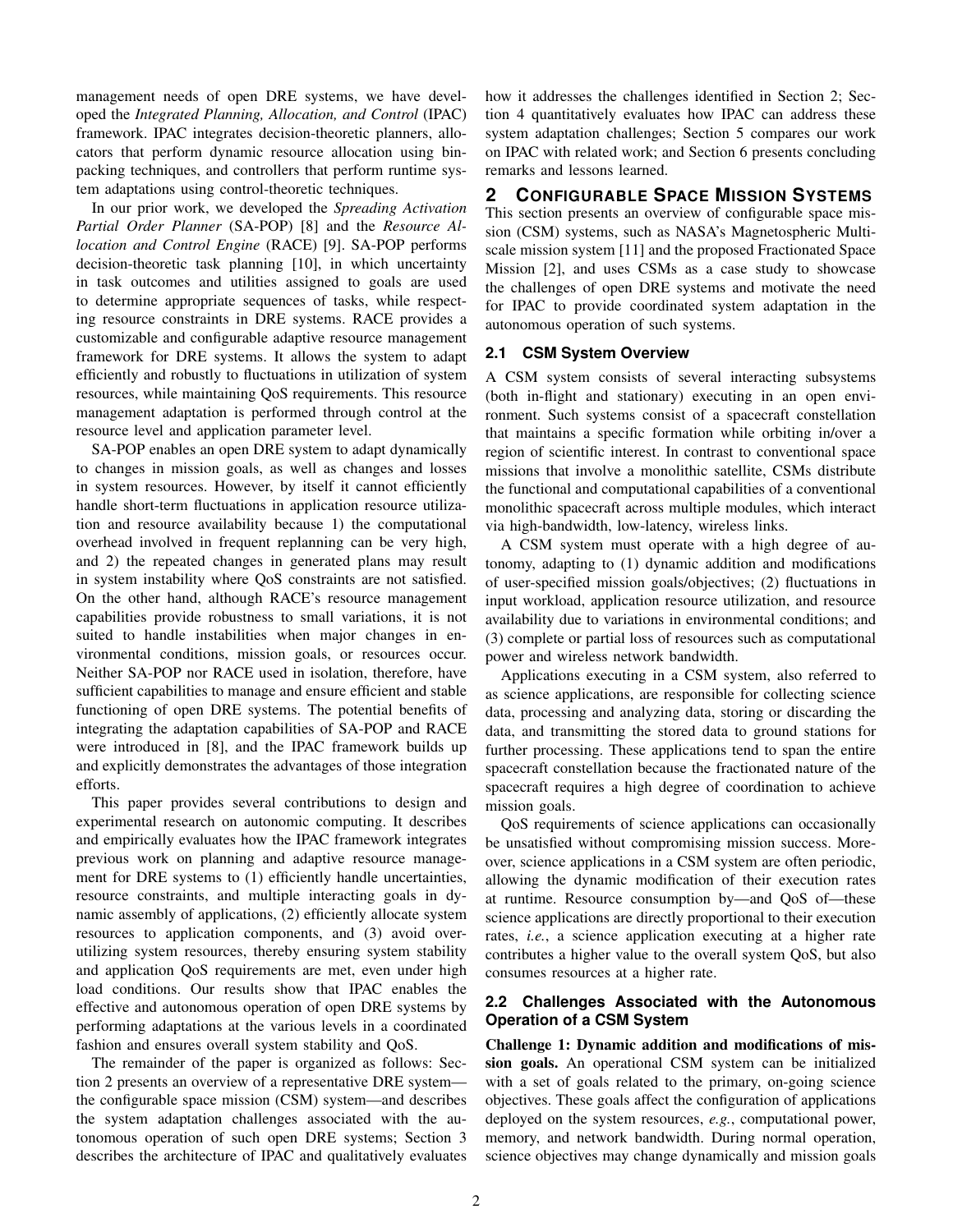management needs of open DRE systems, we have developed the *Integrated Planning, Allocation, and Control* (IPAC) framework. IPAC integrates decision-theoretic planners, allocators that perform dynamic resource allocation using bin-packing techniques, and controllers that perform runtime system adaptations using control-theoretic techniques.

In our prior work, we developed the *Spreading Activation Partial Order Planner* (SA-POP) [8] and the *Resource Allocation and Control Engine* (RACE) [9]. SA-POP performs decision-theoretic task planning [10], in which uncertainty in task outcomes and utilities assigned to goals are used to determine appropriate sequences of tasks, while respecting resource constraints in DRE systems. RACE provides a customizable and configurable adaptive resource management framework for DRE systems. It allows the system to adapt efficiently and robustly to fluctuations in utilization of system resources, while maintaining QoS requirements. This resource management adaptation is performed through control at the resource level and application parameter level.

SA-POP enables an open DRE system to adapt dynamically to changes in mission goals, as well as changes and losses in system resources. However, by itself it cannot efficiently handle short-term fluctuations in application resource utilization and resource availability because 1) the computational overhead involved in frequent replanning can be very high, and 2) the repeated changes in generated plans may result in system instability where QoS constraints are not satisfied. On the other hand, although RACE's resource management capabilities provide robustness to small variations, it is not suited to handle instabilities when major changes in environmental conditions, mission goals, or resources occur. Neither SA-POP nor RACE used in isolation, therefore, have sufficient capabilities to manage and ensure efficient and stable functioning of open DRE systems. The potential benefits of integrating the adaptation capabilities of SA-POP and RACE were introduced in [8], and the IPAC framework builds up and explicitly demonstrates the advantages of those integration efforts.

This paper provides several contributions to design and experimental research on autonomic computing. It describes and empirically evaluates how the IPAC framework integrates previous work on planning and adaptive resource management for DRE systems to (1) efficiently handle uncertainties, resource constraints, and multiple interacting goals in dynamic assembly of applications, (2) efficiently allocate system resources to application components, and (3) avoid over-utilizing system resources, thereby ensuring system stability and application QoS requirements are met, even under high load conditions. Our results show that IPAC enables the effective and autonomous operation of open DRE systems by performing adaptations at the various levels in a coordinated fashion and ensures overall system stability and QoS.

The remainder of the paper is organized as follows: Section 2 presents an overview of a representative DRE system—the configurable space mission (CSM) system—and describes the system adaptation challenges associated with the autonomous operation of such open DRE systems; Section 3 describes the architecture of IPAC and qualitatively evaluates how it addresses the challenges identified in Section 2; Section 4 quantitatively evaluates how IPAC can address these system adaptation challenges; Section 5 compares our work on IPAC with related work; and Section 6 presents concluding remarks and lessons learned.

## 2 Configurable Space Mission Systems

This section presents an overview of configurable space mission (CSM) systems, such as NASA's Magnetospheric Multi-scale mission system [11] and the proposed Fractionated Space Mission [2], and uses CSMs as a case study to showcase the challenges of open DRE systems and motivate the need for IPAC to provide coordinated system adaptation in the autonomous operation of such systems.

### 2.1 CSM System Overview

A CSM system consists of several interacting subsystems (both in-flight and stationary) executing in an open environment. Such systems consist of a spacecraft constellation that maintains a specific formation while orbiting in/over a region of scientific interest. In contrast to conventional space missions that involve a monolithic satellite, CSMs distribute the functional and computational capabilities of a conventional monolithic spacecraft across multiple modules, which interact via high-bandwidth, low-latency, wireless links.

A CSM system must operate with a high degree of autonomy, adapting to (1) dynamic addition and modifications of user-specified mission goals/objectives; (2) fluctuations in input workload, application resource utilization, and resource availability due to variations in environmental conditions; and (3) complete or partial loss of resources such as computational power and wireless network bandwidth.

Applications executing in a CSM system, also referred to as science applications, are responsible for collecting science data, processing and analyzing data, storing or discarding the data, and transmitting the stored data to ground stations for further processing. These applications tend to span the entire spacecraft constellation because the fractionated nature of the spacecraft requires a high degree of coordination to achieve mission goals.

QoS requirements of science applications can occasionally be unsatisfied without compromising mission success. Moreover, science applications in a CSM system are often periodic, allowing the dynamic modification of their execution rates at runtime. Resource consumption by—and QoS of—these science applications are directly proportional to their execution rates, *i.e.*, a science application executing at a higher rate contributes a higher value to the overall system QoS, but also consumes resources at a higher rate.

### 2.2 Challenges Associated with the Autonomous Operation of a CSM System

**Challenge 1: Dynamic addition and modifications of mission goals.** An operational CSM system can be initialized with a set of goals related to the primary, on-going science objectives. These goals affect the configuration of applications deployed on the system resources, *e.g.*, computational power, memory, and network bandwidth. During normal operation, science objectives may change dynamically and mission goals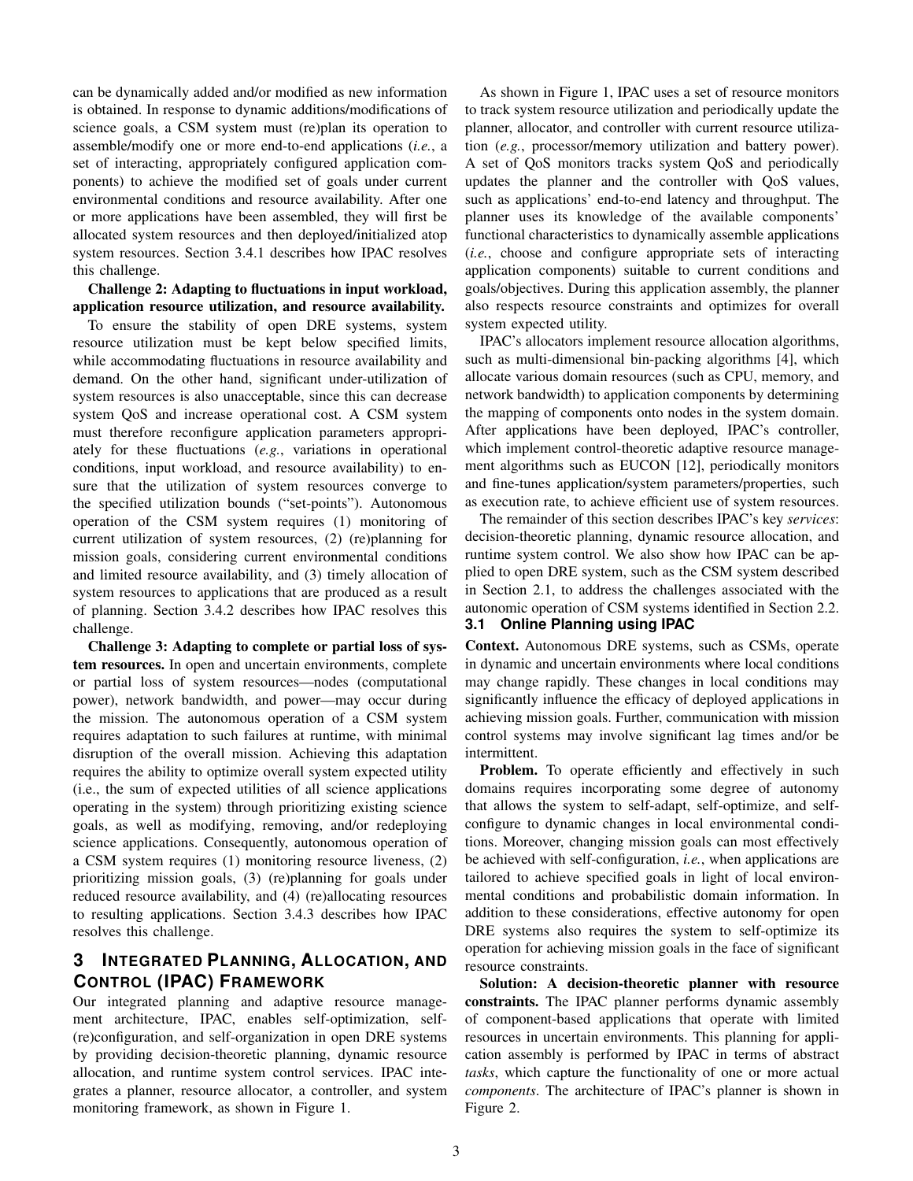can be dynamically added and/or modified as new information is obtained. In response to dynamic additions/modifications of science goals, a CSM system must (re)plan its operation to assemble/modify one or more end-to-end applications (*i.e.*, a set of interacting, appropriately configured application components) to achieve the modified set of goals under current environmental conditions and resource availability. After one or more applications have been assembled, they will first be allocated system resources and then deployed/initialized atop system resources. Section 3.4.1 describes how IPAC resolves this challenge.

**Challenge 2: Adapting to fluctuations in input workload, application resource utilization, and resource availability.** To ensure the stability of open DRE systems, system resource utilization must be kept below specified limits, while accommodating fluctuations in resource availability and demand. On the other hand, significant under-utilization of system resources is also unacceptable, since this can decrease system QoS and increase operational cost. A CSM system must therefore reconfigure application parameters appropriately for these fluctuations (*e.g.*, variations in operational conditions, input workload, and resource availability) to ensure that the utilization of system resources converge to the specified utilization bounds ("set-points"). Autonomous operation of the CSM system requires (1) monitoring of current utilization of system resources, (2) (re)planning for mission goals, considering current environmental conditions and limited resource availability, and (3) timely allocation of system resources to applications that are produced as a result of planning. Section 3.4.2 describes how IPAC resolves this challenge.

**Challenge 3: Adapting to complete or partial loss of system resources.** In open and uncertain environments, complete or partial loss of system resources—nodes (computational power), network bandwidth, and power—may occur during the mission. The autonomous operation of a CSM system requires adaptation to such failures at runtime, with minimal disruption of the overall mission. Achieving this adaptation requires the ability to optimize overall system expected utility (i.e., the sum of expected utilities of all science applications operating in the system) through prioritizing existing science goals, as well as modifying, removing, and/or redeploying science applications. Consequently, autonomous operation of a CSM system requires (1) monitoring resource liveness, (2) prioritizing mission goals, (3) (re)planning for goals under reduced resource availability, and (4) (re)allocating resources to resulting applications. Section 3.4.3 describes how IPAC resolves this challenge.

# 3 Integrated Planning, Allocation, and Control (IPAC) Framework

Our integrated planning and adaptive resource management architecture, IPAC, enables self-optimization, self-(re)configuration, and self-organization in open DRE systems by providing decision-theoretic planning, dynamic resource allocation, and runtime system control services. IPAC integrates a planner, resource allocator, a controller, and system monitoring framework, as shown in Figure 1.

As shown in Figure 1, IPAC uses a set of resource monitors to track system resource utilization and periodically update the planner, allocator, and controller with current resource utilization (*e.g.*, processor/memory utilization and battery power). A set of QoS monitors tracks system QoS and periodically updates the planner and the controller with QoS values, such as applications' end-to-end latency and throughput. The planner uses its knowledge of the available components' functional characteristics to dynamically assemble applications (*i.e.*, choose and configure appropriate sets of interacting application components) suitable to current conditions and goals/objectives. During this application assembly, the planner also respects resource constraints and optimizes for overall system expected utility.

IPAC's allocators implement resource allocation algorithms, such as multi-dimensional bin-packing algorithms [4], which allocate various domain resources (such as CPU, memory, and network bandwidth) to application components by determining the mapping of components onto nodes in the system domain. After applications have been deployed, IPAC's controller, which implement control-theoretic adaptive resource management algorithms such as EUCON [12], periodically monitors and fine-tunes application/system parameters/properties, such as execution rate, to achieve efficient use of system resources.

The remainder of this section describes IPAC's key *services*: decision-theoretic planning, dynamic resource allocation, and runtime system control. We also show how IPAC can be applied to open DRE system, such as the CSM system described in Section 2.1, to address the challenges associated with the autonomic operation of CSM systems identified in Section 2.2.

## 3.1 Online Planning using IPAC

**Context.** Autonomous DRE systems, such as CSMs, operate in dynamic and uncertain environments where local conditions may change rapidly. These changes in local conditions may significantly influence the efficacy of deployed applications in achieving mission goals. Further, communication with mission control systems may involve significant lag times and/or be intermittent.

**Problem.** To operate efficiently and effectively in such domains requires incorporating some degree of autonomy that allows the system to self-adapt, self-optimize, and self-configure to dynamic changes in local environmental conditions. Moreover, changing mission goals can most effectively be achieved with self-configuration, *i.e.*, when applications are tailored to achieve specified goals in light of local environmental conditions and probabilistic domain information. In addition to these considerations, effective autonomy for open DRE systems also requires the system to self-optimize its operation for achieving mission goals in the face of significant resource constraints.

**Solution: A decision-theoretic planner with resource constraints.** The IPAC planner performs dynamic assembly of component-based applications that operate with limited resources in uncertain environments. This planning for application assembly is performed by IPAC in terms of abstract *tasks*, which capture the functionality of one or more actual *components*. The architecture of IPAC's planner is shown in Figure 2.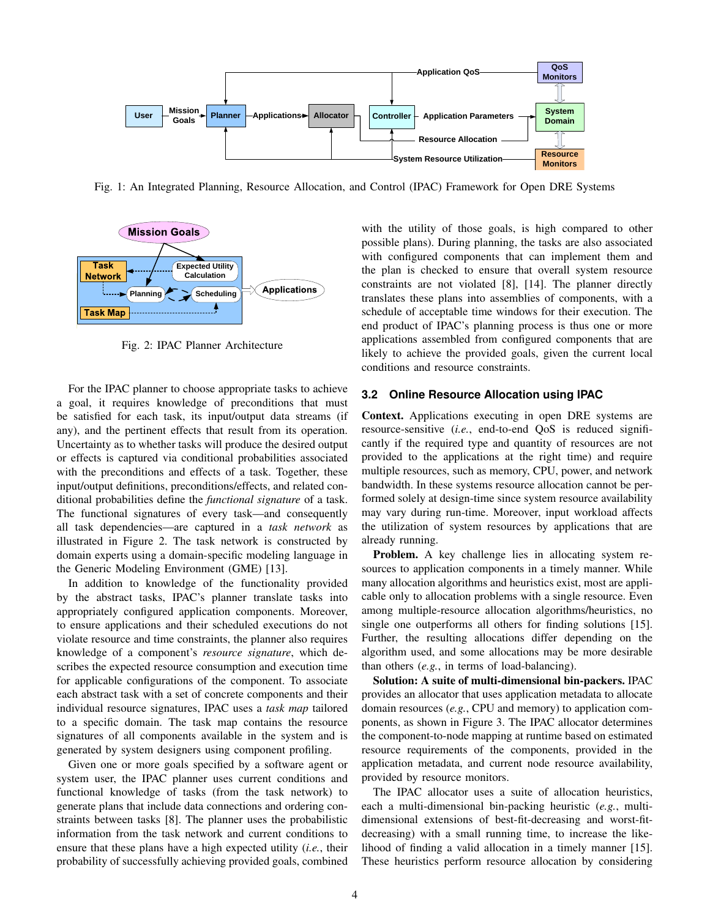Fig. 1: An Integrated Planning, Resource Allocation, and Control (IPAC) Framework for Open DRE Systems

Fig. 2: IPAC Planner Architecture

For the IPAC planner to choose appropriate tasks to achieve a goal, it requires knowledge of preconditions that must be satisfied for each task, its input/output data streams (if any), and the pertinent effects that result from its operation. Uncertainty as to whether tasks will produce the desired output or effects is captured via conditional probabilities associated with the preconditions and effects of a task. Together, these input/output definitions, preconditions/effects, and related conditional probabilities define the *functional signature* of a task. The functional signatures of every task—and consequently all task dependencies—are captured in a *task network* as illustrated in Figure 2. The task network is constructed by domain experts using a domain-specific modeling language in the Generic Modeling Environment (GME) [13].

In addition to knowledge of the functionality provided by the abstract tasks, IPAC's planner translate tasks into appropriately configured application components. Moreover, to ensure applications and their scheduled executions do not violate resource and time constraints, the planner also requires knowledge of a component's *resource signature*, which describes the expected resource consumption and execution time for applicable configurations of the component. To associate each abstract task with a set of concrete components and their individual resource signatures, IPAC uses a *task map* tailored to a specific domain. The task map contains the resource signatures of all components available in the system and is generated by system designers using component profiling.

Given one or more goals specified by a software agent or system user, the IPAC planner uses current conditions and functional knowledge of tasks (from the task network) to generate plans that include data connections and ordering constraints between tasks [8]. The planner uses the probabilistic information from the task network and current conditions to ensure that these plans have a high expected utility (*i.e.*, their probability of successfully achieving provided goals, combined with the utility of those goals, is high compared to other possible plans). During planning, the tasks are also associated with configured components that can implement them and the plan is checked to ensure that overall system resource constraints are not violated [8], [14]. The planner directly translates these plans into assemblies of components, with a schedule of acceptable time windows for their execution. The end product of IPAC's planning process is thus one or more applications assembled from configured components that are likely to achieve the provided goals, given the current local conditions and resource constraints.

### 3.2 Online Resource Allocation using IPAC

**Context.** Applications executing in open DRE systems are resource-sensitive (*i.e.*, end-to-end QoS is reduced significantly if the required type and quantity of resources are not provided to the applications at the right time) and require multiple resources, such as memory, CPU, power, and network bandwidth. In these systems resource allocation cannot be performed solely at design-time since system resource availability may vary during run-time. Moreover, input workload affects the utilization of system resources by applications that are already running.

**Problem.** A key challenge lies in allocating system resources to application components in a timely manner. While many allocation algorithms and heuristics exist, most are applicable only to allocation problems with a single resource. Even among multiple-resource allocation algorithms/heuristics, no single one outperforms all others for finding solutions [15]. Further, the resulting allocations differ depending on the algorithm used, and some allocations may be more desirable than others (*e.g.*, in terms of load-balancing).

**Solution: A suite of multi-dimensional bin-packers.** IPAC provides an allocator that uses application metadata to allocate domain resources (*e.g.*, CPU and memory) to application components, as shown in Figure 3. The IPAC allocator determines the component-to-node mapping at runtime based on estimated resource requirements of the components, provided in the application metadata, and current node resource availability, provided by resource monitors.

The IPAC allocator uses a suite of allocation heuristics, each a multi-dimensional bin-packing heuristic (*e.g.*, multi-dimensional extensions of best-fit-decreasing and worst-fit-decreasing) with a small running time, to increase the likelihood of finding a valid allocation in a timely manner [15]. These heuristics perform resource allocation by considering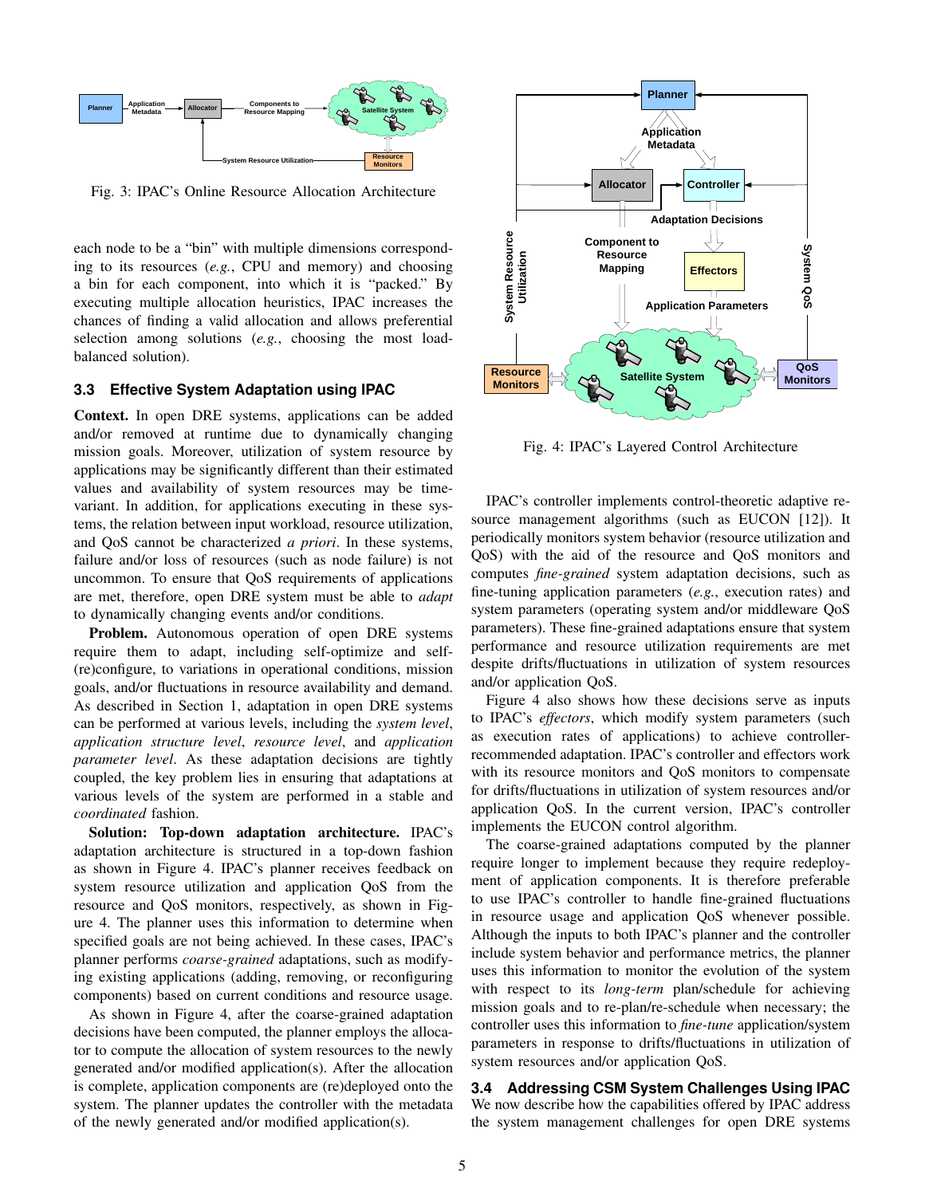Fig. 3: IPAC's Online Resource Allocation Architecture

each node to be a "bin" with multiple dimensions corresponding to its resources (*e.g.*, CPU and memory) and choosing a bin for each component, into which it is "packed." By executing multiple allocation heuristics, IPAC increases the chances of finding a valid allocation and allows preferential selection among solutions (*e.g.*, choosing the most load-balanced solution).

### 3.3 Effective System Adaptation using IPAC

**Context.** In open DRE systems, applications can be added and/or removed at runtime due to dynamically changing mission goals. Moreover, utilization of system resource by applications may be significantly different than their estimated values and availability of system resources may be time-variant. In addition, for applications executing in these systems, the relation between input workload, resource utilization, and QoS cannot be characterized *a priori*. In these systems, failure and/or loss of resources (such as node failure) is not uncommon. To ensure that QoS requirements of applications are met, therefore, open DRE system must be able to *adapt* to dynamically changing events and/or conditions.

**Problem.** Autonomous operation of open DRE systems require them to adapt, including self-optimize and self-(re)configure, to variations in operational conditions, mission goals, and/or fluctuations in resource availability and demand. As described in Section 1, adaptation in open DRE systems can be performed at various levels, including the *system level*, *application structure level*, *resource level*, and *application parameter level*. As these adaptation decisions are tightly coupled, the key problem lies in ensuring that adaptations at various levels of the system are performed in a stable and *coordinated* fashion.

**Solution: Top-down adaptation architecture.** IPAC's adaptation architecture is structured in a top-down fashion as shown in Figure 4. IPAC's planner receives feedback on system resource utilization and application QoS from the resource and QoS monitors, respectively, as shown in Figure 4. The planner uses this information to determine when specified goals are not being achieved. In these cases, IPAC's planner performs *coarse-grained* adaptations, such as modifying existing applications (adding, removing, or reconfiguring components) based on current conditions and resource usage.

As shown in Figure 4, after the coarse-grained adaptation decisions have been computed, the planner employs the allocator to compute the allocation of system resources to the newly generated and/or modified application(s). After the allocation is complete, application components are (re)deployed onto the system. The planner updates the controller with the metadata of the newly generated and/or modified application(s).

Fig. 4: IPAC's Layered Control Architecture

IPAC's controller implements control-theoretic adaptive resource management algorithms (such as EUCON [12]). It periodically monitors system behavior (resource utilization and QoS) with the aid of the resource and QoS monitors and computes *fine-grained* system adaptation decisions, such as fine-tuning application parameters (*e.g.*, execution rates) and system parameters (operating system and/or middleware QoS parameters). These fine-grained adaptations ensure that system performance and resource utilization requirements are met despite drifts/fluctuations in utilization of system resources and/or application QoS.

Figure 4 also shows how these decisions serve as inputs to IPAC's *effectors*, which modify system parameters (such as execution rates of applications) to achieve controller-recommended adaptation. IPAC's controller and effectors work with its resource monitors and QoS monitors to compensate for drifts/fluctuations in utilization of system resources and/or application QoS. In the current version, IPAC's controller implements the EUCON control algorithm.

The coarse-grained adaptations computed by the planner require longer to implement because they require redeployment of application components. It is therefore preferable to use IPAC's controller to handle fine-grained fluctuations in resource usage and application QoS whenever possible. Although the inputs to both IPAC's planner and the controller include system behavior and performance metrics, the planner uses this information to monitor the evolution of the system with respect to its *long-term* plan/schedule for achieving mission goals and to re-plan/re-schedule when necessary; the controller uses this information to *fine-tune* application/system parameters in response to drifts/fluctuations in utilization of system resources and/or application QoS.

### 3.4 Addressing CSM System Challenges Using IPAC

We now describe how the capabilities offered by IPAC address the system management challenges for open DRE systems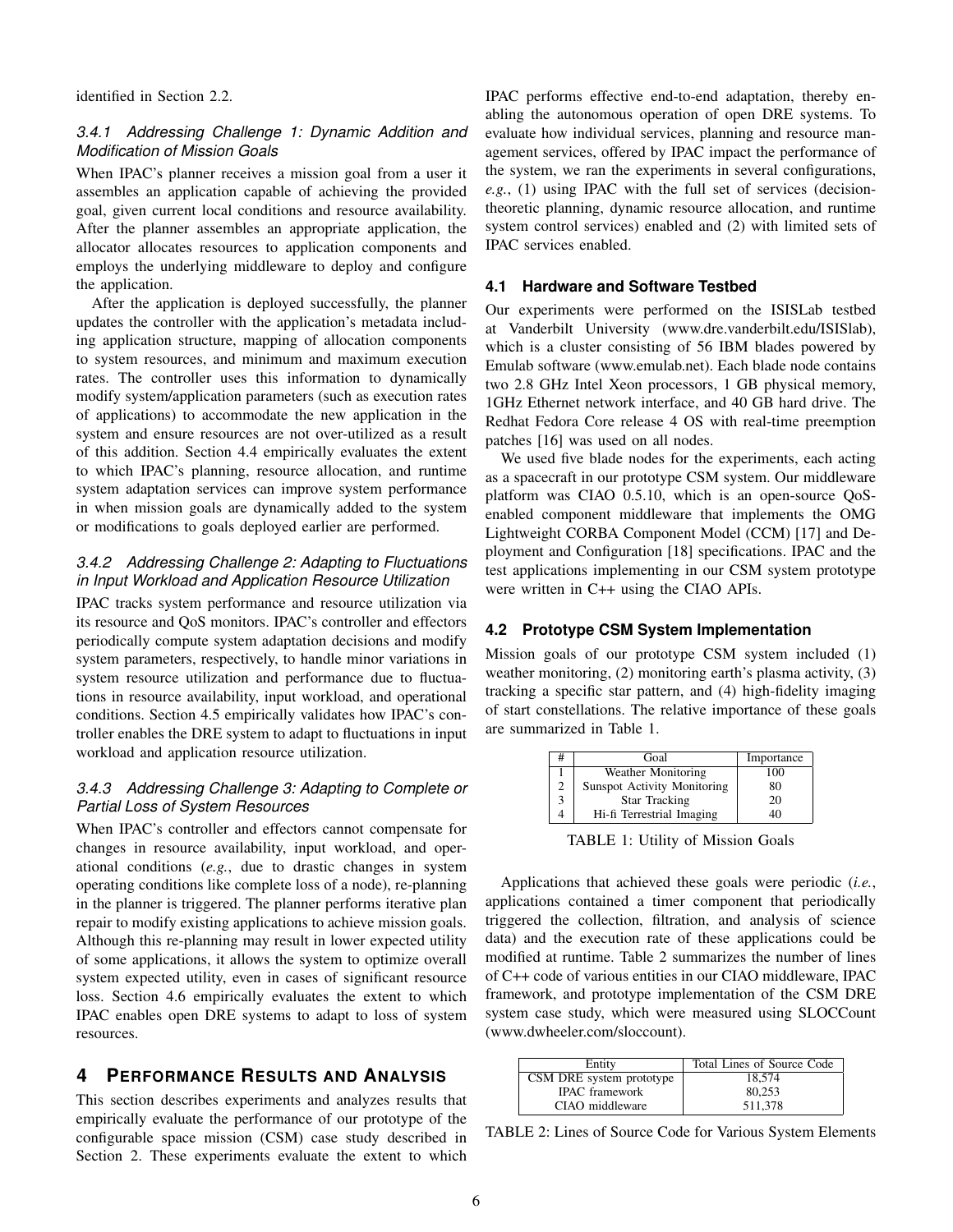identified in Section 2.2.

#### 3.4.1 Addressing Challenge 1: Dynamic Addition and Modification of Mission Goals

When IPAC's planner receives a mission goal from a user it assembles an application capable of achieving the provided goal, given current local conditions and resource availability. After the planner assembles an appropriate application, the allocator allocates resources to application components and employs the underlying middleware to deploy and configure the application.

After the application is deployed successfully, the planner updates the controller with the application's metadata including application structure, mapping of allocation components to system resources, and minimum and maximum execution rates. The controller uses this information to dynamically modify system/application parameters (such as execution rates of applications) to accommodate the new application in the system and ensure resources are not over-utilized as a result of this addition. Section 4.4 empirically evaluates the extent to which IPAC's planning, resource allocation, and runtime system adaptation services can improve system performance in when mission goals are dynamically added to the system or modifications to goals deployed earlier are performed.

#### 3.4.2 Addressing Challenge 2: Adapting to Fluctuations in Input Workload and Application Resource Utilization

IPAC tracks system performance and resource utilization via its resource and QoS monitors. IPAC's controller and effectors periodically compute system adaptation decisions and modify system parameters, respectively, to handle minor variations in system resource utilization and performance due to fluctuations in resource availability, input workload, and operational conditions. Section 4.5 empirically validates how IPAC's controller enables the DRE system to adapt to fluctuations in input workload and application resource utilization.

#### 3.4.3 Addressing Challenge 3: Adapting to Complete or Partial Loss of System Resources

When IPAC's controller and effectors cannot compensate for changes in resource availability, input workload, and operational conditions (*e.g.*, due to drastic changes in system operating conditions like complete loss of a node), re-planning in the planner is triggered. The planner performs iterative plan repair to modify existing applications to achieve mission goals. Although this re-planning may result in lower expected utility of some applications, it allows the system to optimize overall system expected utility, even in cases of significant resource loss. Section 4.6 empirically evaluates the extent to which IPAC enables open DRE systems to adapt to loss of system resources.

## 4 Performance Results and Analysis

This section describes experiments and analyzes results that empirically evaluate the performance of our prototype of the configurable space mission (CSM) case study described in Section 2. These experiments evaluate the extent to which IPAC performs effective end-to-end adaptation, thereby enabling the autonomous operation of open DRE systems. To evaluate how individual services, planning and resource management services, offered by IPAC impact the performance of the system, we ran the experiments in several configurations, *e.g.*, (1) using IPAC with the full set of services (decision-theoretic planning, dynamic resource allocation, and runtime system control services) enabled and (2) with limited sets of IPAC services enabled.

### 4.1 Hardware and Software Testbed

Our experiments were performed on the ISISLab testbed at Vanderbilt University (www.dre.vanderbilt.edu/ISISlab), which is a cluster consisting of 56 IBM blades powered by Emulab software (www.emulab.net). Each blade node contains two 2.8 GHz Intel Xeon processors, 1 GB physical memory, 1GHz Ethernet network interface, and 40 GB hard drive. The Redhat Fedora Core release 4 OS with real-time preemption patches [16] was used on all nodes.

We used five blade nodes for the experiments, each acting as a spacecraft in our prototype CSM system. Our middleware platform was CIAO 0.5.10, which is an open-source QoS-enabled component middleware that implements the OMG Lightweight CORBA Component Model (CCM) [17] and Deployment and Configuration [18] specifications. IPAC and the test applications implementing in our CSM system prototype were written in C++ using the CIAO APIs.

### 4.2 Prototype CSM System Implementation

Mission goals of our prototype CSM system included (1) weather monitoring, (2) monitoring earth's plasma activity, (3) tracking a specific star pattern, and (4) high-fidelity imaging of start constellations. The relative importance of these goals are summarized in Table 1.

| # | Goal | Importance |
|---|---|---|
| 1 | Weather Monitoring | 100 |
| 2 | Sunspot Activity Monitoring | 80 |
| 3 | Star Tracking | 20 |
| 4 | Hi-fi Terrestrial Imaging | 40 |

TABLE 1: Utility of Mission Goals

Applications that achieved these goals were periodic (*i.e.*, applications contained a timer component that periodically triggered the collection, filtration, and analysis of science data) and the execution rate of these applications could be modified at runtime. Table 2 summarizes the number of lines of C++ code of various entities in our CIAO middleware, IPAC framework, and prototype implementation of the CSM DRE system case study, which were measured using SLOCCount (www.dwheeler.com/sloccount).

| Entity | Total Lines of Source Code |
|---|---|
| CSM DRE system prototype | 18,574 |
| IPAC framework | 80,253 |
| CIAO middleware | 511,378 |

TABLE 2: Lines of Source Code for Various System Elements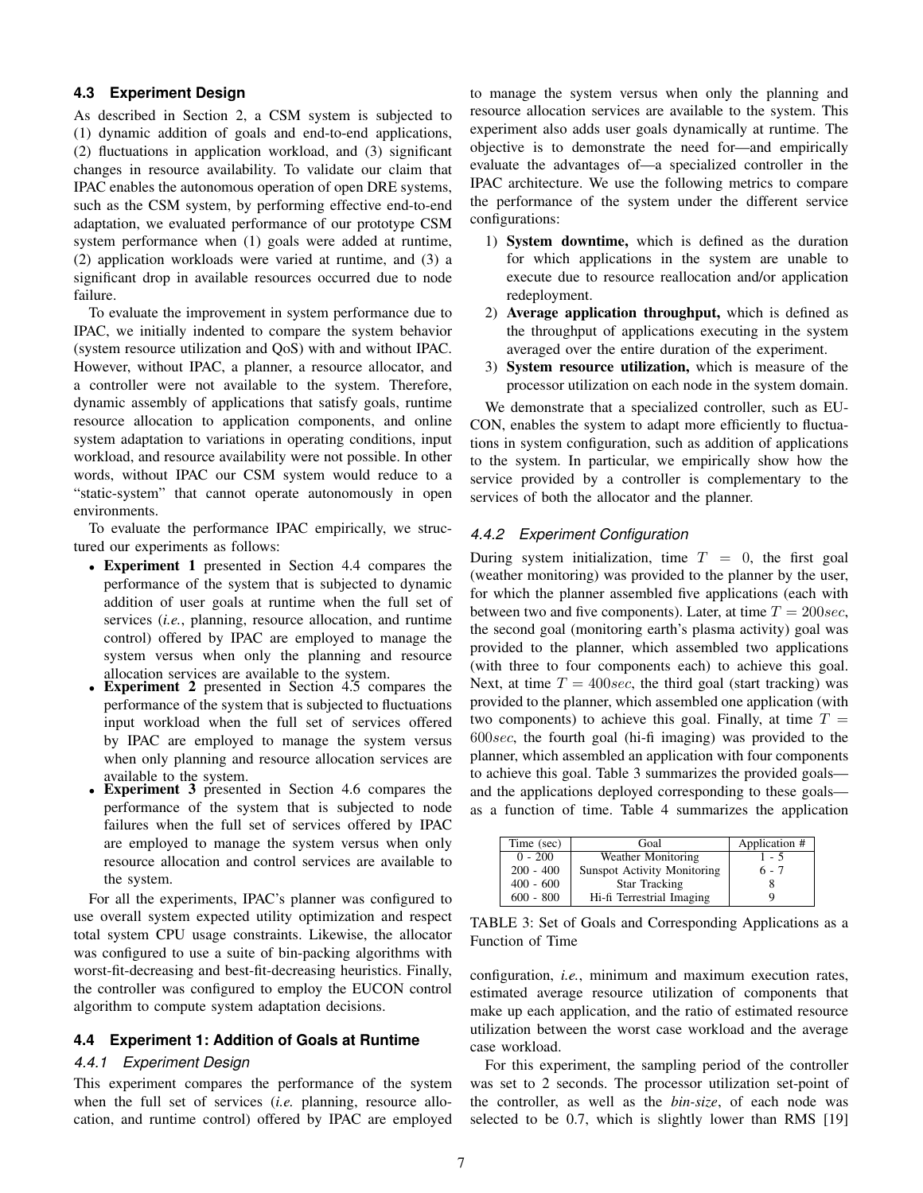### 4.3 Experiment Design

As described in Section 2, a CSM system is subjected to (1) dynamic addition of goals and end-to-end applications, (2) fluctuations in application workload, and (3) significant changes in resource availability. To validate our claim that IPAC enables the autonomous operation of open DRE systems, such as the CSM system, by performing effective end-to-end adaptation, we evaluated performance of our prototype CSM system performance when (1) goals were added at runtime, (2) application workloads were varied at runtime, and (3) a significant drop in available resources occurred due to node failure.

To evaluate the improvement in system performance due to IPAC, we initially indented to compare the system behavior (system resource utilization and QoS) with and without IPAC. However, without IPAC, a planner, a resource allocator, and a controller were not available to the system. Therefore, dynamic assembly of applications that satisfy goals, runtime resource allocation to application components, and online system adaptation to variations in operating conditions, input workload, and resource availability were not possible. In other words, without IPAC our CSM system would reduce to a "static-system" that cannot operate autonomously in open environments.

To evaluate the performance IPAC empirically, we structured our experiments as follows:

- **Experiment 1** presented in Section 4.4 compares the performance of the system that is subjected to dynamic addition of user goals at runtime when the full set of services (*i.e.*, planning, resource allocation, and runtime control) offered by IPAC are employed to manage the system versus when only the planning and resource allocation services are available to the system.
- **Experiment 2** presented in Section 4.5 compares the performance of the system that is subjected to fluctuations input workload when the full set of services offered by IPAC are employed to manage the system versus when only planning and resource allocation services are available to the system.
- **Experiment 3** presented in Section 4.6 compares the performance of the system that is subjected to node failures when the full set of services offered by IPAC are employed to manage the system versus when only resource allocation and control services are available to the system.

For all the experiments, IPAC's planner was configured to use overall system expected utility optimization and respect total system CPU usage constraints. Likewise, the allocator was configured to use a suite of bin-packing algorithms with worst-fit-decreasing and best-fit-decreasing heuristics. Finally, the controller was configured to employ the EUCON control algorithm to compute system adaptation decisions.

### 4.4 Experiment 1: Addition of Goals at Runtime

#### 4.4.1 Experiment Design

This experiment compares the performance of the system when the full set of services (*i.e.* planning, resource allocation, and runtime control) offered by IPAC are employed to manage the system versus when only the planning and resource allocation services are available to the system. This experiment also adds user goals dynamically at runtime. The objective is to demonstrate the need for—and empirically evaluate the advantages of—a specialized controller in the IPAC architecture. We use the following metrics to compare the performance of the system under the different service configurations:

1) **System downtime,** which is defined as the duration for which applications in the system are unable to execute due to resource reallocation and/or application redeployment.
2) **Average application throughput,** which is defined as the throughput of applications executing in the system averaged over the entire duration of the experiment.
3) **System resource utilization,** which is measure of the processor utilization on each node in the system domain.

We demonstrate that a specialized controller, such as EUCON, enables the system to adapt more efficiently to fluctuations in system configuration, such as addition of applications to the system. In particular, we empirically show how the service provided by a controller is complementary to the services of both the allocator and the planner.

#### 4.4.2 Experiment Configuration

During system initialization, time $T = 0$, the first goal (weather monitoring) was provided to the planner by the user, for which the planner assembled five applications (each with between two and five components). Later, at time $T = 200sec$, the second goal (monitoring earth's plasma activity) goal was provided to the planner, which assembled two applications (with three to four components each) to achieve this goal. Next, at time $T = 400sec$, the third goal (start tracking) was provided to the planner, which assembled one application (with two components) to achieve this goal. Finally, at time $T = 600sec$, the fourth goal (hi-fi imaging) was provided to the planner, which assembled an application with four components to achieve this goal. Table 3 summarizes the provided goals—and the applications deployed corresponding to these goals—as a function of time. Table 4 summarizes the application configuration, *i.e.*, minimum and maximum execution rates, estimated average resource utilization of components that make up each application, and the ratio of estimated resource utilization between the worst case workload and the average case workload.

| Time (sec) | Goal | Application # |
|---|---|---|
| 0 - 200 | Weather Monitoring | 1 - 5 |
| 200 - 400 | Sunspot Activity Monitoring | 6 - 7 |
| 400 - 600 | Star Tracking | 8 |
| 600 - 800 | Hi-fi Terrestrial Imaging | 9 |

TABLE 3: Set of Goals and Corresponding Applications as a Function of Time

For this experiment, the sampling period of the controller was set to 2 seconds. The processor utilization set-point of the controller, as well as the *bin-size*, of each node was selected to be 0.7, which is slightly lower than RMS [19]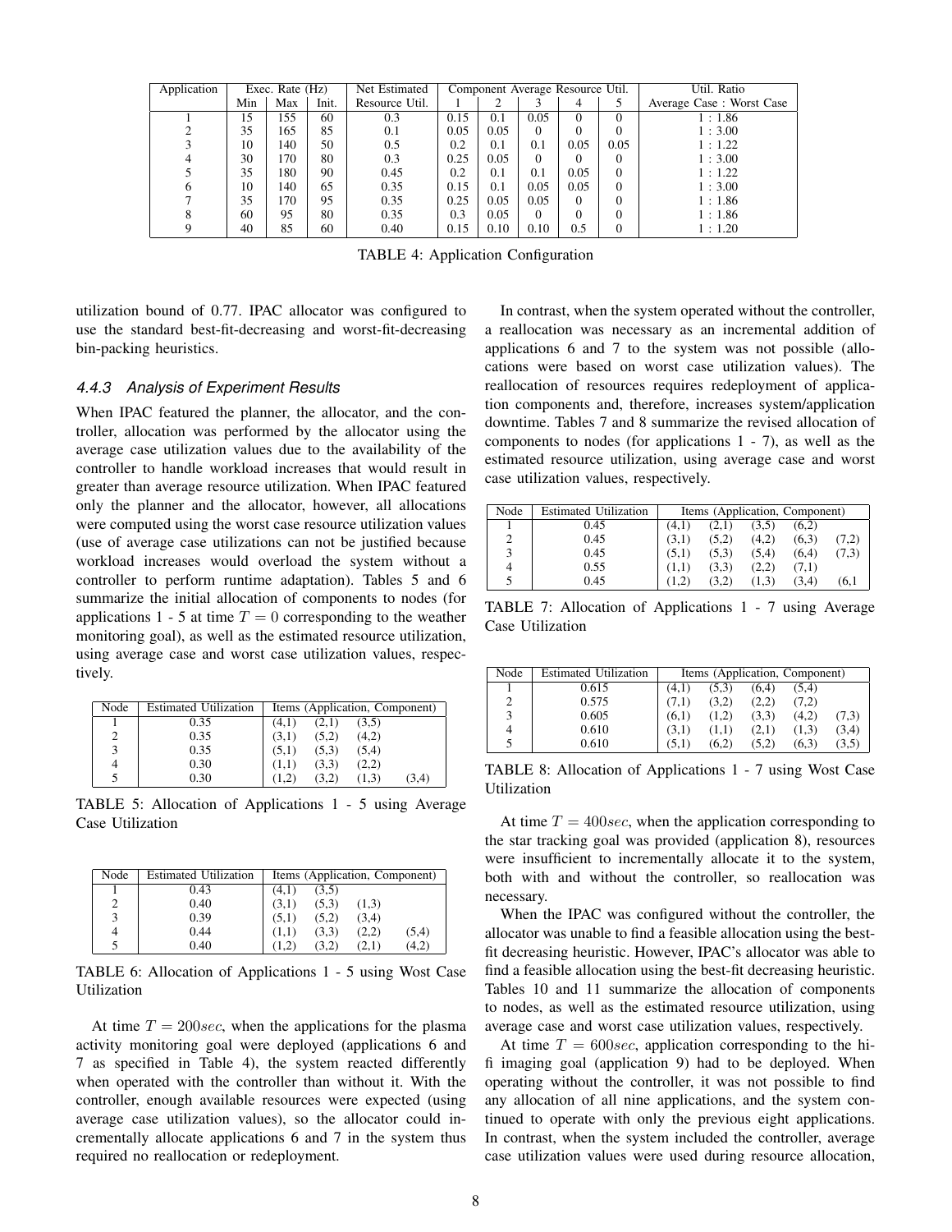| Application | Exec. Rate (Hz) | | | Net Estimated | Component Average Resource Util. | | | | | Util. Ratio |
|---|---|---|---|---|---|---|---|---|---|---|
| | Min | Max | Init. | Resource Util. | 1 | 2 | 3 | 4 | 5 | Average Case : Worst Case |
| 1 | 15 | 155 | 60 | 0.3 | 0.15 | 0.1 | 0.05 | 0 | 0 | 1 : 1.86 |
| 2 | 35 | 165 | 85 | 0.1 | 0.05 | 0.05 | 0 | 0 | 0 | 1 : 3.00 |
| 3 | 10 | 140 | 50 | 0.5 | 0.2 | 0.1 | 0.1 | 0.05 | 0.05 | 1 : 1.22 |
| 4 | 30 | 170 | 80 | 0.3 | 0.25 | 0.05 | 0 | 0 | 0 | 1 : 3.00 |
| 5 | 35 | 180 | 90 | 0.45 | 0.2 | 0.1 | 0.1 | 0.05 | 0 | 1 : 1.22 |
| 6 | 10 | 140 | 65 | 0.35 | 0.15 | 0.1 | 0.05 | 0.05 | 0 | 1 : 3.00 |
| 7 | 35 | 170 | 95 | 0.35 | 0.25 | 0.05 | 0.05 | 0 | 0 | 1 : 1.86 |
| 8 | 60 | 95 | 80 | 0.35 | 0.3 | 0.05 | 0 | 0 | 0 | 1 : 1.86 |
| 9 | 40 | 85 | 60 | 0.40 | 0.15 | 0.10 | 0.10 | 0.5 | 0 | 1 : 1.20 |

TABLE 4: Application Configuration

utilization bound of 0.77. IPAC allocator was configured to use the standard best-fit-decreasing and worst-fit-decreasing bin-packing heuristics.

#### *4.4.3 Analysis of Experiment Results*

When IPAC featured the planner, the allocator, and the controller, allocation was performed by the allocator using the average case utilization values due to the availability of the controller to handle workload increases that would result in greater than average resource utilization. When IPAC featured only the planner and the allocator, however, all allocations were computed using the worst case resource utilization values (use of average case utilizations can not be justified because workload increases would overload the system without a controller to perform runtime adaptation). Tables 5 and 6 summarize the initial allocation of components to nodes (for applications 1 - 5 at time $T = 0$ corresponding to the weather monitoring goal), as well as the estimated resource utilization, using average case and worst case utilization values, respectively.

| Node | Estimated Utilization | Items (Application, Component) | | | |
|---|---|---|---|---|---|
| 1 | 0.35 | (4,1) | (2,1) | (3,5) | |
| 2 | 0.35 | (3,1) | (5,2) | (4,2) | |
| 3 | 0.35 | (5,1) | (5,3) | (5,4) | |
| 4 | 0.30 | (1,1) | (3,3) | (2,2) | |
| 5 | 0.30 | (1,2) | (3,2) | (1,3) | (3,4) |

TABLE 5: Allocation of Applications 1 - 5 using Average Case Utilization

| Node | Estimated Utilization | Items (Application, Component) | | | |
|---|---|---|---|---|---|
| 1 | 0.43 | (4,1) | (3,5) | | |
| 2 | 0.40 | (3,1) | (5,3) | (1,3) | |
| 3 | 0.39 | (5,1) | (5,2) | (3,4) | |
| 4 | 0.44 | (1,1) | (3,3) | (2,2) | (5,4) |
| 5 | 0.40 | (1,2) | (3,2) | (2,1) | (4,2) |

TABLE 6: Allocation of Applications 1 - 5 using Wost Case Utilization

At time $T = 200sec$, when the applications for the plasma activity monitoring goal were deployed (applications 6 and 7 as specified in Table 4), the system reacted differently when operated with the controller than without it. With the controller, enough available resources were expected (using average case utilization values), so the allocator could incrementally allocate applications 6 and 7 in the system thus required no reallocation or redeployment.

In contrast, when the system operated without the controller, a reallocation was necessary as an incremental addition of applications 6 and 7 to the system was not possible (allocations were based on worst case utilization values). The reallocation of resources requires redeployment of application components and, therefore, increases system/application downtime. Tables 7 and 8 summarize the revised allocation of components to nodes (for applications 1 - 7), as well as the estimated resource utilization, using average case and worst case utilization values, respectively.

| Node | Estimated Utilization | Items (Application, Component) | | | | |
|---|---|---|---|---|---|---|
| 1 | 0.45 | (4,1) | (2,1) | (3,5) | (6,2) | |
| 2 | 0.45 | (3,1) | (5,2) | (4,2) | (6,3) | (7,2) |
| 3 | 0.45 | (5,1) | (5,3) | (5,4) | (6,4) | (7,3) |
| 4 | 0.55 | (1,1) | (3,3) | (2,2) | (7,1) | |
| 5 | 0.45 | (1,2) | (3,2) | (1,3) | (3,4) | (6,1 |

TABLE 7: Allocation of Applications 1 - 7 using Average Case Utilization

| Node | Estimated Utilization | Items (Application, Component) | | | | |
|---|---|---|---|---|---|---|
| 1 | 0.615 | (4,1) | (5,3) | (6,4) | (5,4) | |
| 2 | 0.575 | (7,1) | (3,2) | (2,2) | (7,2) | |
| 3 | 0.605 | (6,1) | (1,2) | (3,3) | (4,2) | (7,3) |
| 4 | 0.610 | (3,1) | (1,1) | (2,1) | (1,3) | (3,4) |
| 5 | 0.610 | (5,1) | (6,2) | (5,2) | (6,3) | (3,5) |

TABLE 8: Allocation of Applications 1 - 7 using Wost Case Utilization

At time $T = 400sec$, when the application corresponding to the star tracking goal was provided (application 8), resources were insufficient to incrementally allocate it to the system, both with and without the controller, so reallocation was necessary.

When the IPAC was configured without the controller, the allocator was unable to find a feasible allocation using the best-fit decreasing heuristic. However, IPAC's allocator was able to find a feasible allocation using the best-fit decreasing heuristic. Tables 10 and 11 summarize the allocation of components to nodes, as well as the estimated resource utilization, using average case and worst case utilization values, respectively.

At time $T = 600sec$, application corresponding to the hi-fi imaging goal (application 9) had to be deployed. When operating without the controller, it was not possible to find any allocation of all nine applications, and the system continued to operate with only the previous eight applications. In contrast, when the system included the controller, average case utilization values were used during resource allocation,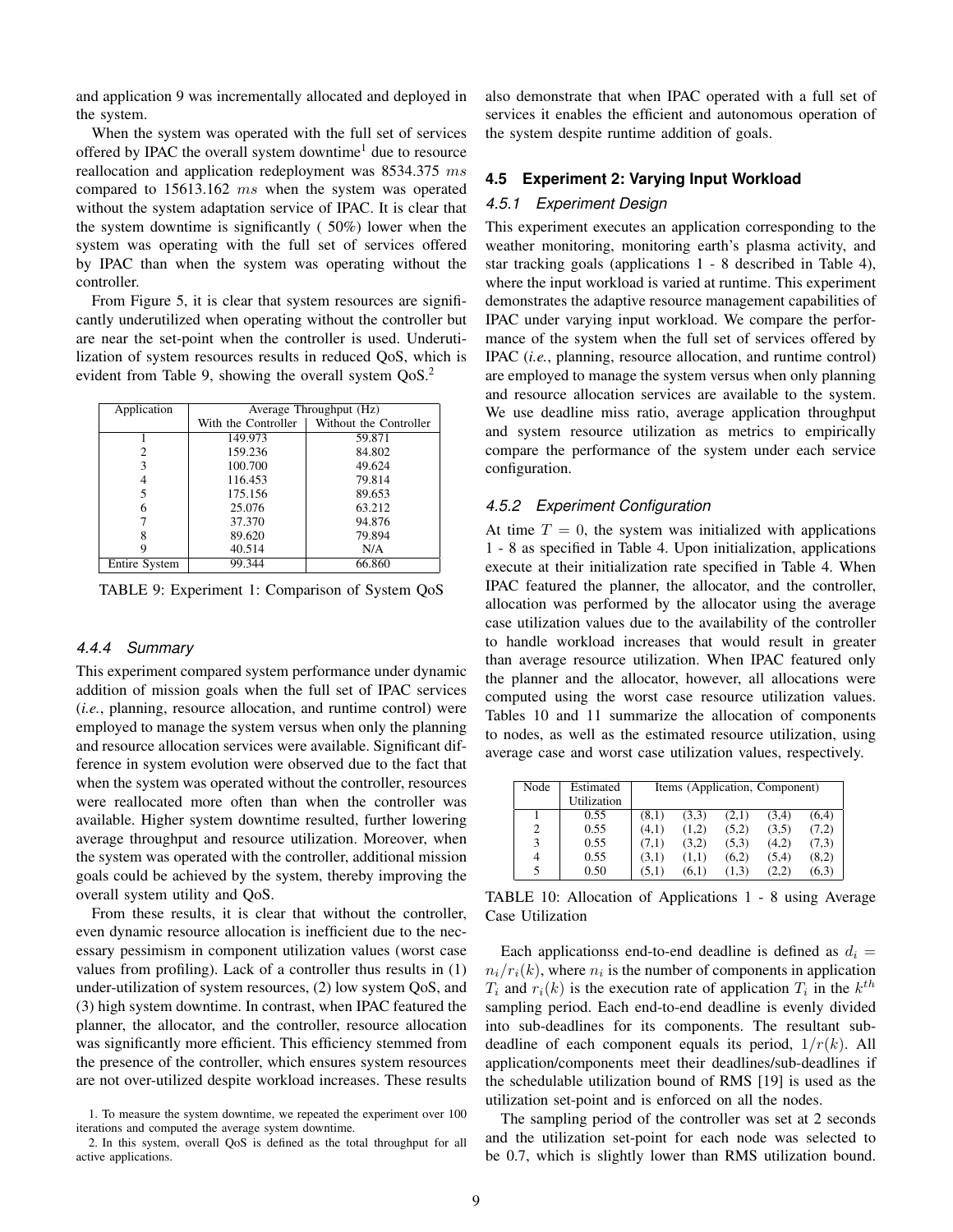and application 9 was incrementally allocated and deployed in the system.

When the system was operated with the full set of services offered by IPAC the overall system downtime[1] due to resource reallocation and application redeployment was 8534.375 $ms$ compared to 15613.162 $ms$ when the system was operated without the system adaptation service of IPAC. It is clear that the system downtime is significantly ( 50%) lower when the system was operating with the full set of services offered by IPAC than when the system was operating without the controller.

From Figure 5, it is clear that system resources are significantly underutilized when operating without the controller but are near the set-point when the controller is used. Underutilization of system resources results in reduced QoS, which is evident from Table 9, showing the overall system QoS.[2]

| Application | Average Throughput (Hz) | |
|---|---|---|
| | With the Controller | Without the Controller |
| 1 | 149.973 | 59.871 |
| 2 | 159.236 | 84.802 |
| 3 | 100.700 | 49.624 |
| 4 | 116.453 | 79.814 |
| 5 | 175.156 | 89.653 |
| 6 | 25.076 | 63.212 |
| 7 | 37.370 | 94.876 |
| 8 | 89.620 | 79.894 |
| 9 | 40.514 | N/A |
| Entire System | 99.344 | 66.860 |

TABLE 9: Experiment 1: Comparison of System QoS

### 4.4.4 Summary

This experiment compared system performance under dynamic addition of mission goals when the full set of IPAC services (*i.e.*, planning, resource allocation, and runtime control) were employed to manage the system versus when only the planning and resource allocation services were available. Significant difference in system evolution were observed due to the fact that when the system was operated without the controller, resources were reallocated more often than when the controller was available. Higher system downtime resulted, further lowering average throughput and resource utilization. Moreover, when the system was operated with the controller, additional mission goals could be achieved by the system, thereby improving the overall system utility and QoS.

From these results, it is clear that without the controller, even dynamic resource allocation is inefficient due to the necessary pessimism in component utilization values (worst case values from profiling). Lack of a controller thus results in (1) under-utilization of system resources, (2) low system QoS, and (3) high system downtime. In contrast, when IPAC featured the planner, the allocator, and the controller, resource allocation was significantly more efficient. This efficiency stemmed from the presence of the controller, which ensures system resources are not over-utilized despite workload increases. These results also demonstrate that when IPAC operated with a full set of services it enables the efficient and autonomous operation of the system despite runtime addition of goals.

1. To measure the system downtime, we repeated the experiment over 100 iterations and computed the average system downtime.

2. In this system, overall QoS is defined as the total throughput for all active applications.

## 4.5 Experiment 2: Varying Input Workload

### 4.5.1 Experiment Design

This experiment executes an application corresponding to the weather monitoring, monitoring earth's plasma activity, and star tracking goals (applications 1 - 8 described in Table 4), where the input workload is varied at runtime. This experiment demonstrates the adaptive resource management capabilities of IPAC under varying input workload. We compare the performance of the system when the full set of services offered by IPAC (*i.e.*, planning, resource allocation, and runtime control) are employed to manage the system versus when only planning and resource allocation services are available to the system. We use deadline miss ratio, average application throughput and system resource utilization as metrics to empirically compare the performance of the system under each service configuration.

### 4.5.2 Experiment Configuration

At time $T = 0$, the system was initialized with applications 1 - 8 as specified in Table 4. Upon initialization, applications execute at their initialization rate specified in Table 4. When IPAC featured the planner, the allocator, and the controller, allocation was performed by the allocator using the average case utilization values due to the availability of the controller to handle workload increases that would result in greater than average resource utilization. When IPAC featured only the planner and the allocator, however, all allocations were computed using the worst case resource utilization values. Tables 10 and 11 summarize the allocation of components to nodes, as well as the estimated resource utilization, using average case and worst case utilization values, respectively.

| Node | Estimated Utilization | Items (Application, Component) | | | | |
|---|---|---|---|---|---|---|
| 1 | 0.55 | (8,1) | (3,3) | (2,1) | (3,4) | (6,4) |
| 2 | 0.55 | (4,1) | (1,2) | (5,2) | (3,5) | (7,2) |
| 3 | 0.55 | (7,1) | (3,2) | (5,3) | (4,2) | (7,3) |
| 4 | 0.55 | (3,1) | (1,1) | (6,2) | (5,4) | (8,2) |
| 5 | 0.50 | (5,1) | (6,1) | (1,3) | (2,2) | (6,3) |

TABLE 10: Allocation of Applications 1 - 8 using Average Case Utilization

Each applicationss end-to-end deadline is defined as $d_i = n_i/r_i(k)$, where $n_i$ is the number of components in application $T_i$ and $r_i(k)$ is the execution rate of application $T_i$ in the $k^{th}$ sampling period. Each end-to-end deadline is evenly divided into sub-deadlines for its components. The resultant sub-deadline of each component equals its period, $1/r(k)$. All application/components meet their deadlines/sub-deadlines if the schedulable utilization bound of RMS [19] is used as the utilization set-point and is enforced on all the nodes.

The sampling period of the controller was set at 2 seconds and the utilization set-point for each node was selected to be 0.7, which is slightly lower than RMS utilization bound.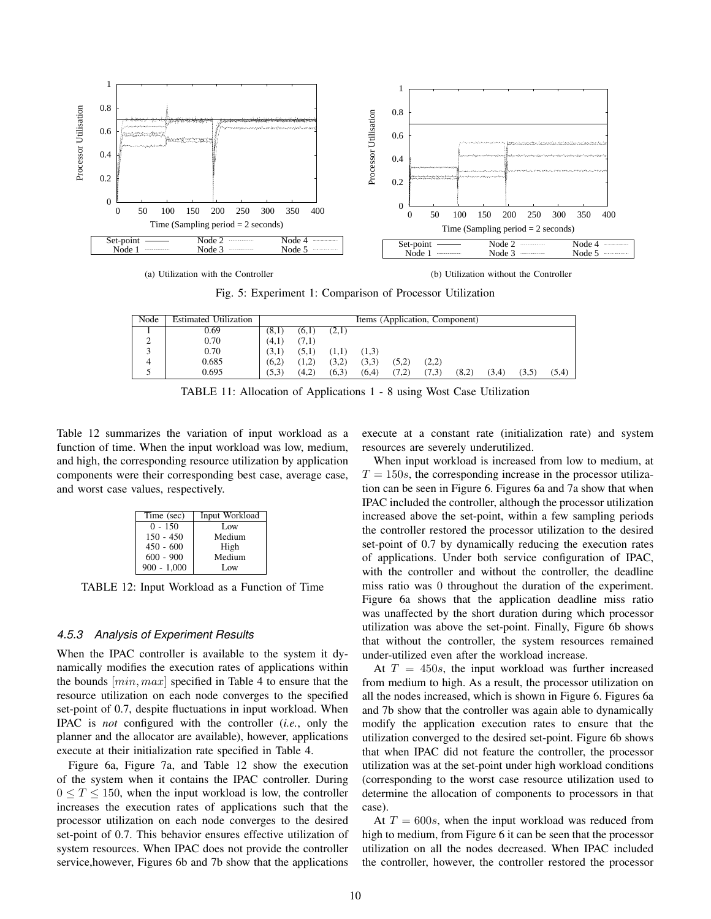(a) Utilization with the Controller

(b) Utilization without the Controller

Fig. 5: Experiment 1: Comparison of Processor Utilization

| Node | Estimated Utilization | Items (Application, Component) | | | | | | | | | |
|---|---|---|---|---|---|---|---|---|---|---|---|
| 1 | 0.69 | (8,1) | (6,1) | (2,1) | | | | | | | |
| 2 | 0.70 | (4,1) | (7,1) | | | | | | | | |
| 3 | 0.70 | (3,1) | (5,1) | (1,1) | (1,3) | | | | | | |
| 4 | 0.685 | (6,2) | (1,2) | (3,2) | (3,3) | (5,2) | (2,2) | | | | |
| 5 | 0.695 | (5,3) | (4,2) | (6,3) | (6,4) | (7,2) | (7,3) | (8,2) | (3,4) | (3,5) | (5,4) |

TABLE 11: Allocation of Applications 1 - 8 using Wost Case Utilization

Table 12 summarizes the variation of input workload as a function of time. When the input workload was low, medium, and high, the corresponding resource utilization by application components were their corresponding best case, average case, and worst case values, respectively.

| Time (sec) | Input Workload |
|---|---|
| 0 - 150 | Low |
| 150 - 450 | Medium |
| 450 - 600 | High |
| 600 - 900 | Medium |
| 900 - 1,000 | Low |

TABLE 12: Input Workload as a Function of Time

### 4.5.3 Analysis of Experiment Results

When the IPAC controller is available to the system it dynamically modifies the execution rates of applications within the bounds $[min, max]$ specified in Table 4 to ensure that the resource utilization on each node converges to the specified set-point of 0.7, despite fluctuations in input workload. When IPAC is *not* configured with the controller (*i.e.*, only the planner and the allocator are available), however, applications execute at their initialization rate specified in Table 4.

Figure 6a, Figure 7a, and Table 12 show the execution of the system when it contains the IPAC controller. During $0 \leq T \leq 150$, when the input workload is low, the controller increases the execution rates of applications such that the processor utilization on each node converges to the desired set-point of 0.7. This behavior ensures effective utilization of system resources. When IPAC does not provide the controller service,however, Figures 6b and 7b show that the applications execute at a constant rate (initialization rate) and system resources are severely underutilized.

When input workload is increased from low to medium, at $T = 150s$, the corresponding increase in the processor utilization can be seen in Figure 6. Figures 6a and 7a show that when IPAC included the controller, although the processor utilization increased above the set-point, within a few sampling periods the controller restored the processor utilization to the desired set-point of 0.7 by dynamically reducing the execution rates of applications. Under both service configuration of IPAC, with the controller and without the controller, the deadline miss ratio was 0 throughout the duration of the experiment. Figure 6a shows that the application deadline miss ratio was unaffected by the short duration during which processor utilization was above the set-point. Finally, Figure 6b shows that without the controller, the system resources remained under-utilized even after the workload increase.

At $T = 450s$, the input workload was further increased from medium to high. As a result, the processor utilization on all the nodes increased, which is shown in Figure 6. Figures 6a and 7b show that the controller was again able to dynamically modify the application execution rates to ensure that the utilization converged to the desired set-point. Figure 6b shows that when IPAC did not feature the controller, the processor utilization was at the set-point under high workload conditions (corresponding to the worst case resource utilization used to determine the allocation of components to processors in that case).

At $T = 600s$, when the input workload was reduced from high to medium, from Figure 6 it can be seen that the processor utilization on all the nodes decreased. When IPAC included the controller, however, the controller restored the processor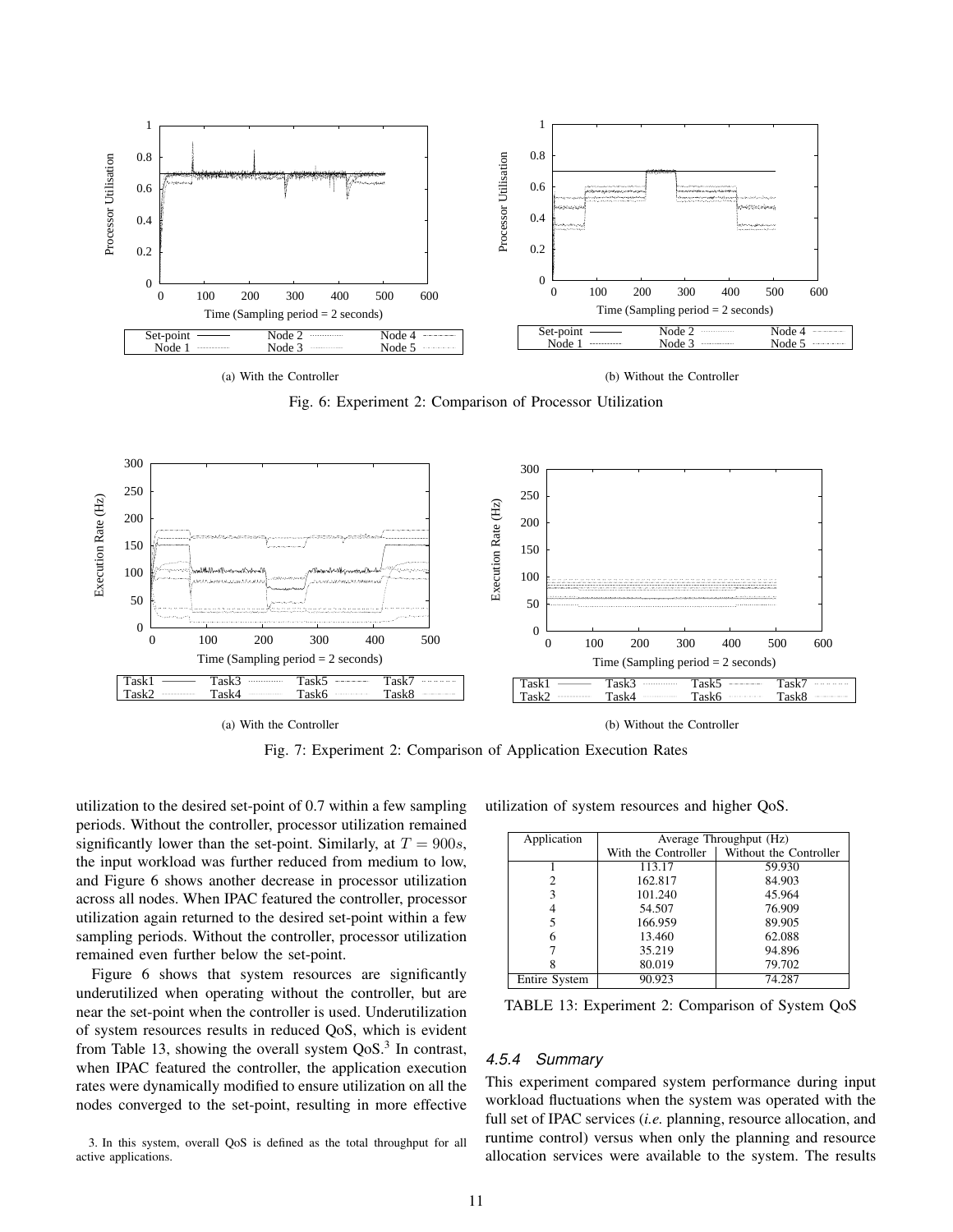(a) With the Controller

(b) Without the Controller

Fig. 6: Experiment 2: Comparison of Processor Utilization

(a) With the Controller

(b) Without the Controller

Fig. 7: Experiment 2: Comparison of Application Execution Rates

utilization to the desired set-point of 0.7 within a few sampling periods. Without the controller, processor utilization remained significantly lower than the set-point. Similarly, at $T = 900s$, the input workload was further reduced from medium to low, and Figure 6 shows another decrease in processor utilization across all nodes. When IPAC featured the controller, processor utilization again returned to the desired set-point within a few sampling periods. Without the controller, processor utilization remained even further below the set-point.

Figure 6 shows that system resources are significantly underutilized when operating without the controller, but are near the set-point when the controller is used. Underutilization of system resources results in reduced QoS, which is evident from Table 13, showing the overall system QoS.[3] In contrast, when IPAC featured the controller, the application execution rates were dynamically modified to ensure utilization on all the nodes converged to the set-point, resulting in more effective utilization of system resources and higher QoS.

| Application | Average Throughput (Hz) | |
|---|---|---|
| | With the Controller | Without the Controller |
| 1 | 113.17 | 59.930 |
| 2 | 162.817 | 84.903 |
| 3 | 101.240 | 45.964 |
| 4 | 54.507 | 76.909 |
| 5 | 166.959 | 89.905 |
| 6 | 13.460 | 62.088 |
| 7 | 35.219 | 94.896 |
| 8 | 80.019 | 79.702 |
| Entire System | 90.923 | 74.287 |

TABLE 13: Experiment 2: Comparison of System QoS

### 4.5.4 Summary

This experiment compared system performance during input workload fluctuations when the system was operated with the full set of IPAC services (*i.e.* planning, resource allocation, and runtime control) versus when only the planning and resource allocation services were available to the system. The results

3. In this system, overall QoS is defined as the total throughput for all active applications.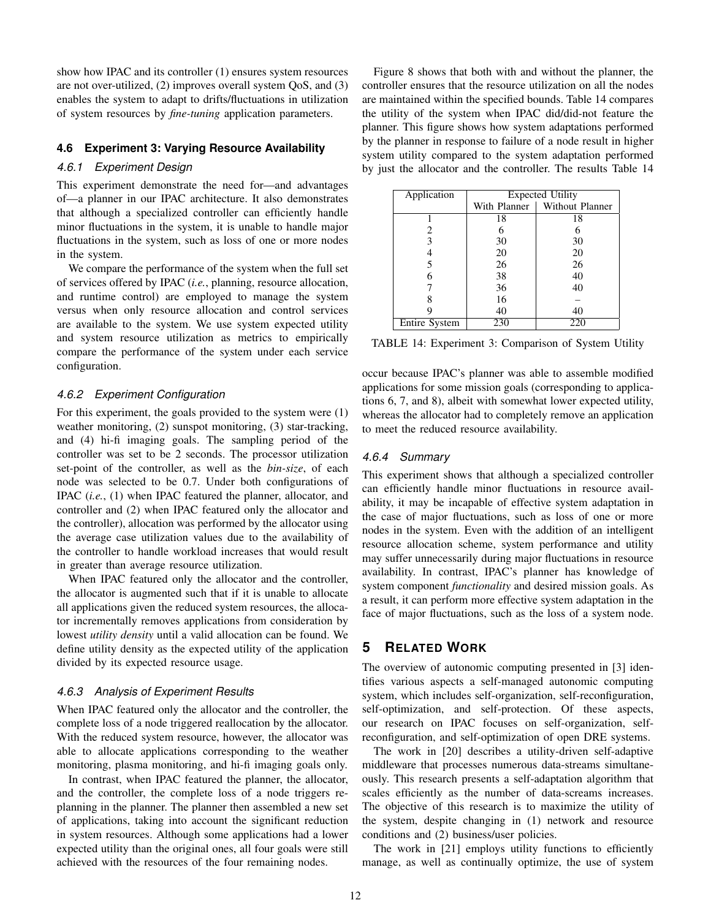show how IPAC and its controller (1) ensures system resources are not over-utilized, (2) improves overall system QoS, and (3) enables the system to adapt to drifts/fluctuations in utilization of system resources by *fine-tuning* application parameters.

### 4.6 Experiment 3: Varying Resource Availability

#### 4.6.1 Experiment Design

This experiment demonstrate the need for—and advantages of—a planner in our IPAC architecture. It also demonstrates that although a specialized controller can efficiently handle minor fluctuations in the system, it is unable to handle major fluctuations in the system, such as loss of one or more nodes in the system.

We compare the performance of the system when the full set of services offered by IPAC (*i.e.*, planning, resource allocation, and runtime control) are employed to manage the system versus when only resource allocation and control services are available to the system. We use system expected utility and system resource utilization as metrics to empirically compare the performance of the system under each service configuration.

#### 4.6.2 Experiment Configuration

For this experiment, the goals provided to the system were (1) weather monitoring, (2) sunspot monitoring, (3) star-tracking, and (4) hi-fi imaging goals. The sampling period of the controller was set to be 2 seconds. The processor utilization set-point of the controller, as well as the *bin-size*, of each node was selected to be 0.7. Under both configurations of IPAC (*i.e.*, (1) when IPAC featured the planner, allocator, and controller and (2) when IPAC featured only the allocator and the controller), allocation was performed by the allocator using the average case utilization values due to the availability of the controller to handle workload increases that would result in greater than average resource utilization.

When IPAC featured only the allocator and the controller, the allocator is augmented such that if it is unable to allocate all applications given the reduced system resources, the allocator incrementally removes applications from consideration by lowest *utility density* until a valid allocation can be found. We define utility density as the expected utility of the application divided by its expected resource usage.

#### 4.6.3 Analysis of Experiment Results

When IPAC featured only the allocator and the controller, the complete loss of a node triggered reallocation by the allocator. With the reduced system resource, however, the allocator was able to allocate applications corresponding to the weather monitoring, plasma monitoring, and hi-fi imaging goals only.

In contrast, when IPAC featured the planner, the allocator, and the controller, the complete loss of a node triggers re-planning in the planner. The planner then assembled a new set of applications, taking into account the significant reduction in system resources. Although some applications had a lower expected utility than the original ones, all four goals were still achieved with the resources of the four remaining nodes.

Figure 8 shows that both with and without the planner, the controller ensures that the resource utilization on all the nodes are maintained within the specified bounds. Table 14 compares the utility of the system when IPAC did/did-not feature the planner. This figure shows how system adaptations performed by the planner in response to failure of a node result in higher system utility compared to the system adaptation performed by just the allocator and the controller. The results Table 14 occur because IPAC's planner was able to assemble modified applications for some mission goals (corresponding to applications 6, 7, and 8), albeit with somewhat lower expected utility, whereas the allocator had to completely remove an application to meet the reduced resource availability.

| Application | Expected Utility | |
|---|---|---|
| | With Planner | Without Planner |
| 1 | 18 | 18 |
| 2 | 6 | 6 |
| 3 | 30 | 30 |
| 4 | 20 | 20 |
| 5 | 26 | 26 |
| 6 | 38 | 40 |
| 7 | 36 | 40 |
| 8 | 16 | – |
| 9 | 40 | 40 |
| Entire System | 230 | 220 |

TABLE 14: Experiment 3: Comparison of System Utility

#### 4.6.4 Summary

This experiment shows that although a specialized controller can efficiently handle minor fluctuations in resource availability, it may be incapable of effective system adaptation in the case of major fluctuations, such as loss of one or more nodes in the system. Even with the addition of an intelligent resource allocation scheme, system performance and utility may suffer unnecessarily during major fluctuations in resource availability. In contrast, IPAC's planner has knowledge of system component *functionality* and desired mission goals. As a result, it can perform more effective system adaptation in the face of major fluctuations, such as the loss of a system node.

## 5 Related Work

The overview of autonomic computing presented in [3] identifies various aspects a self-managed autonomic computing system, which includes self-organization, self-reconfiguration, self-optimization, and self-protection. Of these aspects, our research on IPAC focuses on self-organization, self-reconfiguration, and self-optimization of open DRE systems.

The work in [20] describes a utility-driven self-adaptive middleware that processes numerous data-streams simultaneously. This research presents a self-adaptation algorithm that scales efficiently as the number of data-screams increases. The objective of this research is to maximize the utility of the system, despite changing in (1) network and resource conditions and (2) business/user policies.

The work in [21] employs utility functions to efficiently manage, as well as continually optimize, the use of system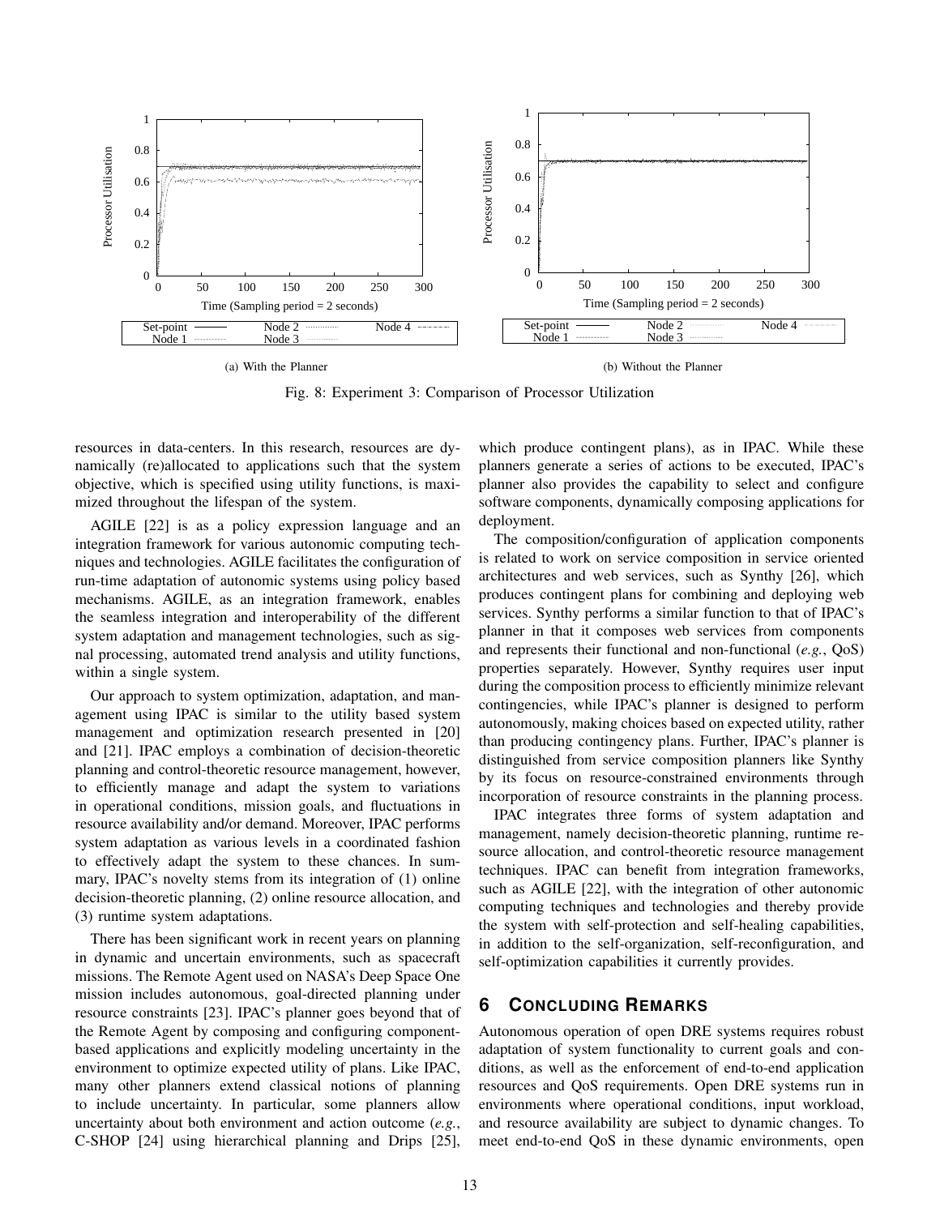(a) With the Planner

(b) Without the Planner

Fig. 8: Experiment 3: Comparison of Processor Utilization

resources in data-centers. In this research, resources are dynamically (re)allocated to applications such that the system objective, which is specified using utility functions, is maximized throughout the lifespan of the system.

AGILE [22] is as a policy expression language and an integration framework for various autonomic computing techniques and technologies. AGILE facilitates the configuration of run-time adaptation of autonomic systems using policy based mechanisms. AGILE, as an integration framework, enables the seamless integration and interoperability of the different system adaptation and management technologies, such as signal processing, automated trend analysis and utility functions, within a single system.

Our approach to system optimization, adaptation, and management using IPAC is similar to the utility based system management and optimization research presented in [20] and [21]. IPAC employs a combination of decision-theoretic planning and control-theoretic resource management, however, to efficiently manage and adapt the system to variations in operational conditions, mission goals, and fluctuations in resource availability and/or demand. Moreover, IPAC performs system adaptation as various levels in a coordinated fashion to effectively adapt the system to these chances. In summary, IPAC's novelty stems from its integration of (1) online decision-theoretic planning, (2) online resource allocation, and (3) runtime system adaptations.

There has been significant work in recent years on planning in dynamic and uncertain environments, such as spacecraft missions. The Remote Agent used on NASA's Deep Space One mission includes autonomous, goal-directed planning under resource constraints [23]. IPAC's planner goes beyond that of the Remote Agent by composing and configuring component-based applications and explicitly modeling uncertainty in the environment to optimize expected utility of plans. Like IPAC, many other planners extend classical notions of planning to include uncertainty. In particular, some planners allow uncertainty about both environment and action outcome (*e.g.*, C-SHOP [24] using hierarchical planning and Drips [25], which produce contingent plans), as in IPAC. While these planners generate a series of actions to be executed, IPAC's planner also provides the capability to select and configure software components, dynamically composing applications for deployment.

The composition/configuration of application components is related to work on service composition in service oriented architectures and web services, such as Synthy [26], which produces contingent plans for combining and deploying web services. Synthy performs a similar function to that of IPAC's planner in that it composes web services from components and represents their functional and non-functional (*e.g.*, QoS) properties separately. However, Synthy requires user input during the composition process to efficiently minimize relevant contingencies, while IPAC's planner is designed to perform autonomously, making choices based on expected utility, rather than producing contingency plans. Further, IPAC's planner is distinguished from service composition planners like Synthy by its focus on resource-constrained environments through incorporation of resource constraints in the planning process.

IPAC integrates three forms of system adaptation and management, namely decision-theoretic planning, runtime resource allocation, and control-theoretic resource management techniques. IPAC can benefit from integration frameworks, such as AGILE [22], with the integration of other autonomic computing techniques and technologies and thereby provide the system with self-protection and self-healing capabilities, in addition to the self-organization, self-reconfiguration, and self-optimization capabilities it currently provides.

## 6 Concluding Remarks

Autonomous operation of open DRE systems requires robust adaptation of system functionality to current goals and conditions, as well as the enforcement of end-to-end application resources and QoS requirements. Open DRE systems run in environments where operational conditions, input workload, and resource availability are subject to dynamic changes. To meet end-to-end QoS in these dynamic environments, open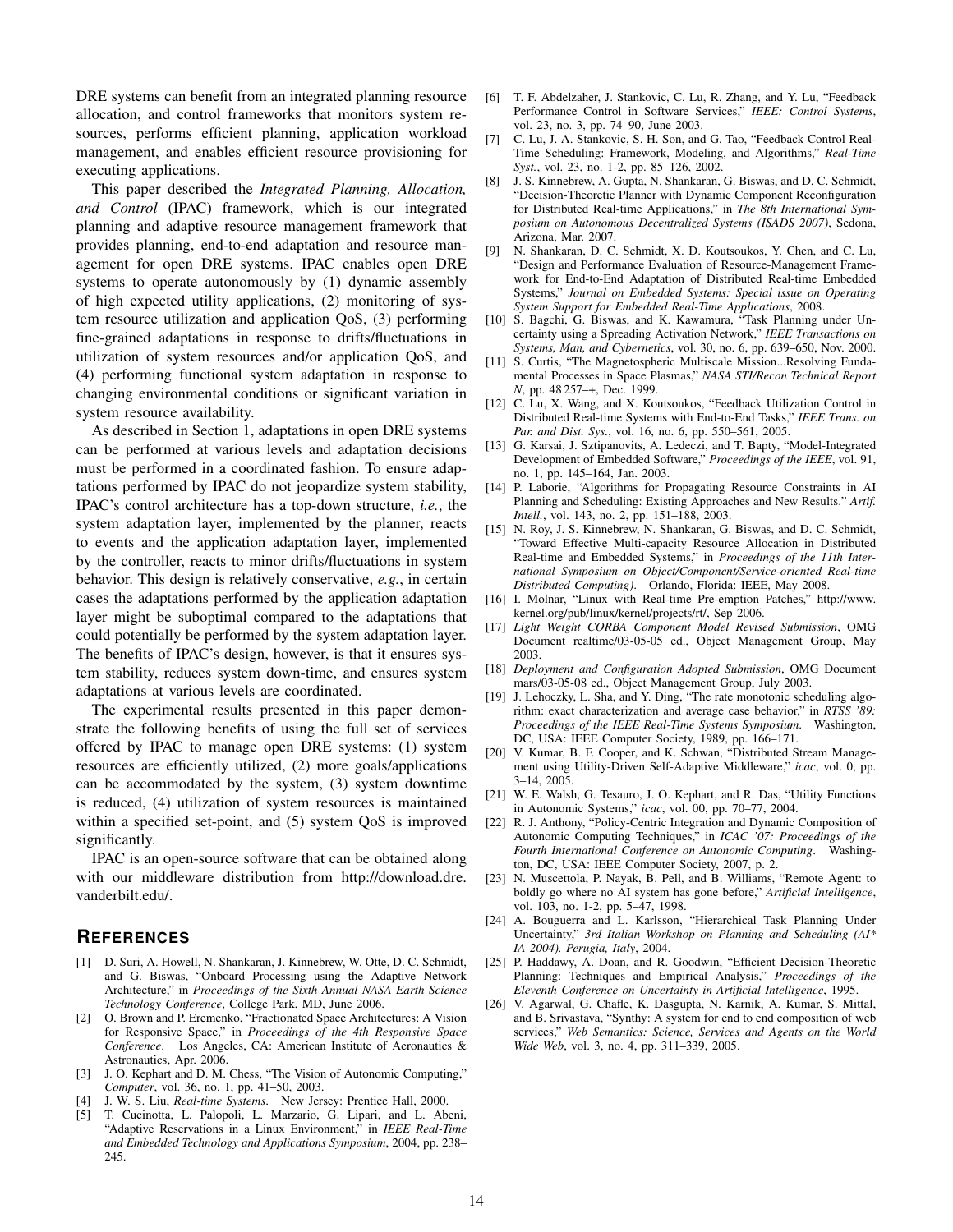DRE systems can benefit from an integrated planning resource allocation, and control frameworks that monitors system resources, performs efficient planning, application workload management, and enables efficient resource provisioning for executing applications.

This paper described the *Integrated Planning, Allocation, and Control* (IPAC) framework, which is our integrated planning and adaptive resource management framework that provides planning, end-to-end adaptation and resource management for open DRE systems. IPAC enables open DRE systems to operate autonomously by (1) dynamic assembly of high expected utility applications, (2) monitoring of system resource utilization and application QoS, (3) performing fine-grained adaptations in response to drifts/fluctuations in utilization of system resources and/or application QoS, and (4) performing functional system adaptation in response to changing environmental conditions or significant variation in system resource availability.

As described in Section 1, adaptations in open DRE systems can be performed at various levels and adaptation decisions must be performed in a coordinated fashion. To ensure adaptations performed by IPAC do not jeopardize system stability, IPAC's control architecture has a top-down structure, *i.e.*, the system adaptation layer, implemented by the planner, reacts to events and the application adaptation layer, implemented by the controller, reacts to minor drifts/fluctuations in system behavior. This design is relatively conservative, *e.g.*, in certain cases the adaptations performed by the application adaptation layer might be suboptimal compared to the adaptations that could potentially be performed by the system adaptation layer. The benefits of IPAC's design, however, is that it ensures system stability, reduces system down-time, and ensures system adaptations at various levels are coordinated.

The experimental results presented in this paper demonstrate the following benefits of using the full set of services offered by IPAC to manage open DRE systems: (1) system resources are efficiently utilized, (2) more goals/applications can be accommodated by the system, (3) system downtime is reduced, (4) utilization of system resources is maintained within a specified set-point, and (5) system QoS is improved significantly.

IPAC is an open-source software that can be obtained along with our middleware distribution from http://download.dre.vanderbilt.edu/.

## References

[1] D. Suri, A. Howell, N. Shankaran, J. Kinnebrew, W. Otte, D. C. Schmidt, and G. Biswas, "Onboard Processing using the Adaptive Network Architecture," in *Proceedings of the Sixth Annual NASA Earth Science Technology Conference*, College Park, MD, June 2006.

[2] O. Brown and P. Eremenko, "Fractionated Space Architectures: A Vision for Responsive Space," in *Proceedings of the 4th Responsive Space Conference*. Los Angeles, CA: American Institute of Aeronautics & Astronautics, Apr. 2006.

[3] J. O. Kephart and D. M. Chess, "The Vision of Autonomic Computing," *Computer*, vol. 36, no. 1, pp. 41–50, 2003.

[4] J. W. S. Liu, *Real-time Systems*. New Jersey: Prentice Hall, 2000.

[5] T. Cucinotta, L. Palopoli, L. Marzario, G. Lipari, and L. Abeni, "Adaptive Reservations in a Linux Environment," in *IEEE Real-Time and Embedded Technology and Applications Symposium*, 2004, pp. 238–245.

[6] T. F. Abdelzaher, J. Stankovic, C. Lu, R. Zhang, and Y. Lu, "Feedback Performance Control in Software Services," *IEEE: Control Systems*, vol. 23, no. 3, pp. 74–90, June 2003.

[7] C. Lu, J. A. Stankovic, S. H. Son, and G. Tao, "Feedback Control Real-Time Scheduling: Framework, Modeling, and Algorithms," *Real-Time Syst.*, vol. 23, no. 1-2, pp. 85–126, 2002.

[8] J. S. Kinnebrew, A. Gupta, N. Shankaran, G. Biswas, and D. C. Schmidt, "Decision-Theoretic Planner with Dynamic Component Reconfiguration for Distributed Real-time Applications," in *The 8th International Symposium on Autonomous Decentralized Systems (ISADS 2007)*, Sedona, Arizona, Mar. 2007.

[9] N. Shankaran, D. C. Schmidt, X. D. Koutsoukos, Y. Chen, and C. Lu, "Design and Performance Evaluation of Resource-Management Framework for End-to-End Adaptation of Distributed Real-time Embedded Systems," *Journal on Embedded Systems: Special issue on Operating System Support for Embedded Real-Time Applications*, 2008.

[10] S. Bagchi, G. Biswas, and K. Kawamura, "Task Planning under Uncertainty using a Spreading Activation Network," *IEEE Transactions on Systems, Man, and Cybernetics*, vol. 30, no. 6, pp. 639–650, Nov. 2000.

[11] S. Curtis, "The Magnetospheric Multiscale Mission...Resolving Fundamental Processes in Space Plasmas," *NASA STI/Recon Technical Report N*, pp. 48 257–+, Dec. 1999.

[12] C. Lu, X. Wang, and X. Koutsoukos, "Feedback Utilization Control in Distributed Real-time Systems with End-to-End Tasks," *IEEE Trans. on Par. and Dist. Sys.*, vol. 16, no. 6, pp. 550–561, 2005.

[13] G. Karsai, J. Sztipanovits, A. Ledeczi, and T. Bapty, "Model-Integrated Development of Embedded Software," *Proceedings of the IEEE*, vol. 91, no. 1, pp. 145–164, Jan. 2003.

[14] P. Laborie, "Algorithms for Propagating Resource Constraints in AI Planning and Scheduling: Existing Approaches and New Results." *Artif. Intell.*, vol. 143, no. 2, pp. 151–188, 2003.

[15] N. Roy, J. S. Kinnebrew, N. Shankaran, G. Biswas, and D. C. Schmidt, "Toward Effective Multi-capacity Resource Allocation in Distributed Real-time and Embedded Systems," in *Proceedings of the 11th International Symposium on Object/Component/Service-oriented Real-time Distributed Computing)*. Orlando, Florida: IEEE, May 2008.

[16] I. Molnar, "Linux with Real-time Pre-emption Patches," http://www.kernel.org/pub/linux/kernel/projects/rt/, Sep 2006.

[17] *Light Weight CORBA Component Model Revised Submission*, OMG Document realtime/03-05-05 ed., Object Management Group, May 2003.

[18] *Deployment and Configuration Adopted Submission*, OMG Document mars/03-05-08 ed., Object Management Group, July 2003.

[19] J. Lehoczky, L. Sha, and Y. Ding, "The rate monotonic scheduling algorithm: exact characterization and average case behavior," in *RTSS '89: Proceedings of the IEEE Real-Time Systems Symposium*. Washington, DC, USA: IEEE Computer Society, 1989, pp. 166–171.

[20] V. Kumar, B. F. Cooper, and K. Schwan, "Distributed Stream Management using Utility-Driven Self-Adaptive Middleware," *icac*, vol. 0, pp. 3–14, 2005.

[21] W. E. Walsh, G. Tesauro, J. O. Kephart, and R. Das, "Utility Functions in Autonomic Systems," *icac*, vol. 00, pp. 70–77, 2004.

[22] R. J. Anthony, "Policy-Centric Integration and Dynamic Composition of Autonomic Computing Techniques," in *ICAC '07: Proceedings of the Fourth International Conference on Autonomic Computing*. Washington, DC, USA: IEEE Computer Society, 2007, p. 2.

[23] N. Muscettola, P. Nayak, B. Pell, and B. Williams, "Remote Agent: to boldly go where no AI system has gone before," *Artificial Intelligence*, vol. 103, no. 1-2, pp. 5–47, 1998.

[24] A. Bouguerra and L. Karlsson, "Hierarchical Task Planning Under Uncertainty," *3rd Italian Workshop on Planning and Scheduling (AI\*IA 2004). Perugia, Italy*, 2004.

[25] P. Haddawy, A. Doan, and R. Goodwin, "Efficient Decision-Theoretic Planning: Techniques and Empirical Analysis," *Proceedings of the Eleventh Conference on Uncertainty in Artificial Intelligence*, 1995.

[26] V. Agarwal, G. Chafle, K. Dasgupta, N. Karnik, A. Kumar, S. Mittal, and B. Srivastava, "Synthy: A system for end to end composition of web services," *Web Semantics: Science, Services and Agents on the World Wide Web*, vol. 3, no. 4, pp. 311–339, 2005.